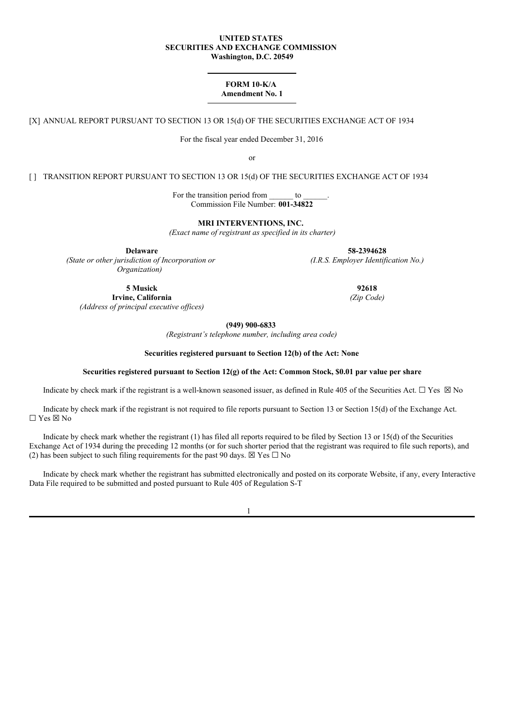**UNITED STATES**
**SECURITIES AND EXCHANGE COMMISSION**
**Washington, D.C. 20549**

---

**FORM 10-K/A**
**Amendment No. 1**

---

[X] ANNUAL REPORT PURSUANT TO SECTION 13 OR 15(d) OF THE SECURITIES EXCHANGE ACT OF 1934

For the fiscal year ended December 31, 2016

or

[ ] TRANSITION REPORT PURSUANT TO SECTION 13 OR 15(d) OF THE SECURITIES EXCHANGE ACT OF 1934

For the transition period from ______ to ______.
Commission File Number: **001-34822**

**MRI INTERVENTIONS, INC.**
*(Exact name of registrant as specified in its charter)*

| | |
|---|---|
| **Delaware** | **58-2394628** |
| *(State or other jurisdiction of Incorporation or Organization)* | *(I.R.S. Employer Identification No.)* |
| **5 Musick** **Irvine, California** | **92618** |
| *(Address of principal executive offices)* | *(Zip Code)* |

**(949) 900-6833**
*(Registrant's telephone number, including area code)*

**Securities registered pursuant to Section 12(b) of the Act: None**

**Securities registered pursuant to Section 12(g) of the Act: Common Stock, $0.01 par value per share**

Indicate by check mark if the registrant is a well-known seasoned issuer, as defined in Rule 405 of the Securities Act. ☐ Yes ☒ No

Indicate by check mark if the registrant is not required to file reports pursuant to Section 13 or Section 15(d) of the Exchange Act. ☐ Yes ☒ No

Indicate by check mark whether the registrant (1) has filed all reports required to be filed by Section 13 or 15(d) of the Securities Exchange Act of 1934 during the preceding 12 months (or for such shorter period that the registrant was required to file such reports), and (2) has been subject to such filing requirements for the past 90 days. ☒ Yes ☐ No

Indicate by check mark whether the registrant has submitted electronically and posted on its corporate Website, if any, every Interactive Data File required to be submitted and posted pursuant to Rule 405 of Regulation S-T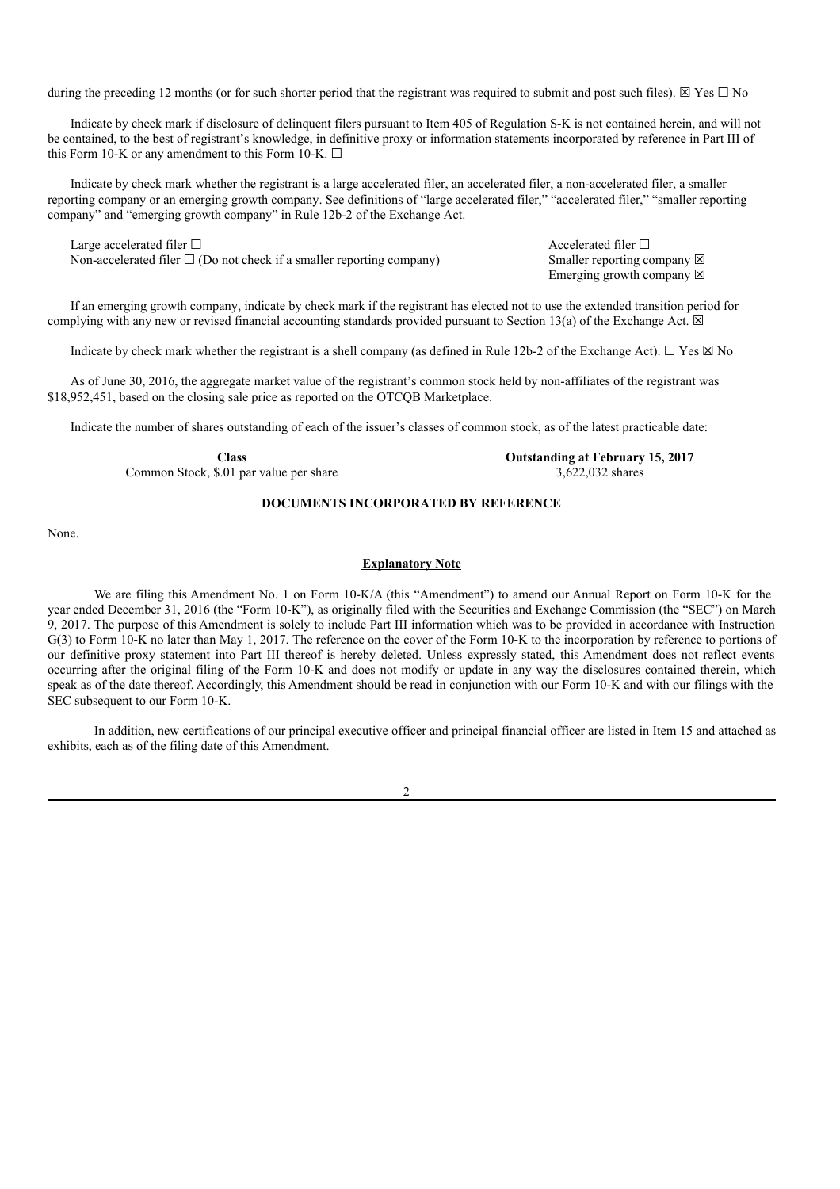during the preceding 12 months (or for such shorter period that the registrant was required to submit and post such files). ☒ Yes ☐ No

Indicate by check mark if disclosure of delinquent filers pursuant to Item 405 of Regulation S-K is not contained herein, and will not be contained, to the best of registrant's knowledge, in definitive proxy or information statements incorporated by reference in Part III of this Form 10-K or any amendment to this Form 10-K. ☐

Indicate by check mark whether the registrant is a large accelerated filer, an accelerated filer, a non-accelerated filer, a smaller reporting company or an emerging growth company. See definitions of "large accelerated filer," "accelerated filer," "smaller reporting company" and "emerging growth company" in Rule 12b-2 of the Exchange Act.

| | |
|---|---|
| Large accelerated filer ☐ | Accelerated filer ☐ |
| Non-accelerated filer ☐ (Do not check if a smaller reporting company) | Smaller reporting company ☒ |
| | Emerging growth company ☒ |

If an emerging growth company, indicate by check mark if the registrant has elected not to use the extended transition period for complying with any new or revised financial accounting standards provided pursuant to Section 13(a) of the Exchange Act. ☒

Indicate by check mark whether the registrant is a shell company (as defined in Rule 12b-2 of the Exchange Act). ☐ Yes ☒ No

As of June 30, 2016, the aggregate market value of the registrant's common stock held by non-affiliates of the registrant was $18,952,451, based on the closing sale price as reported on the OTCQB Marketplace.

Indicate the number of shares outstanding of each of the issuer's classes of common stock, as of the latest practicable date:

| **Class** | **Outstanding at February 15, 2017** |
|---|---|
| Common Stock, $.01 par value per share | 3,622,032 shares |

**DOCUMENTS INCORPORATED BY REFERENCE**

None.

**Explanatory Note**

We are filing this Amendment No. 1 on Form 10-K/A (this "Amendment") to amend our Annual Report on Form 10-K for the year ended December 31, 2016 (the "Form 10-K"), as originally filed with the Securities and Exchange Commission (the "SEC") on March 9, 2017. The purpose of this Amendment is solely to include Part III information which was to be provided in accordance with Instruction G(3) to Form 10-K no later than May 1, 2017. The reference on the cover of the Form 10-K to the incorporation by reference to portions of our definitive proxy statement into Part III thereof is hereby deleted. Unless expressly stated, this Amendment does not reflect events occurring after the original filing of the Form 10-K and does not modify or update in any way the disclosures contained therein, which speak as of the date thereof. Accordingly, this Amendment should be read in conjunction with our Form 10-K and with our filings with the SEC subsequent to our Form 10-K.

In addition, new certifications of our principal executive officer and principal financial officer are listed in Item 15 and attached as exhibits, each as of the filing date of this Amendment.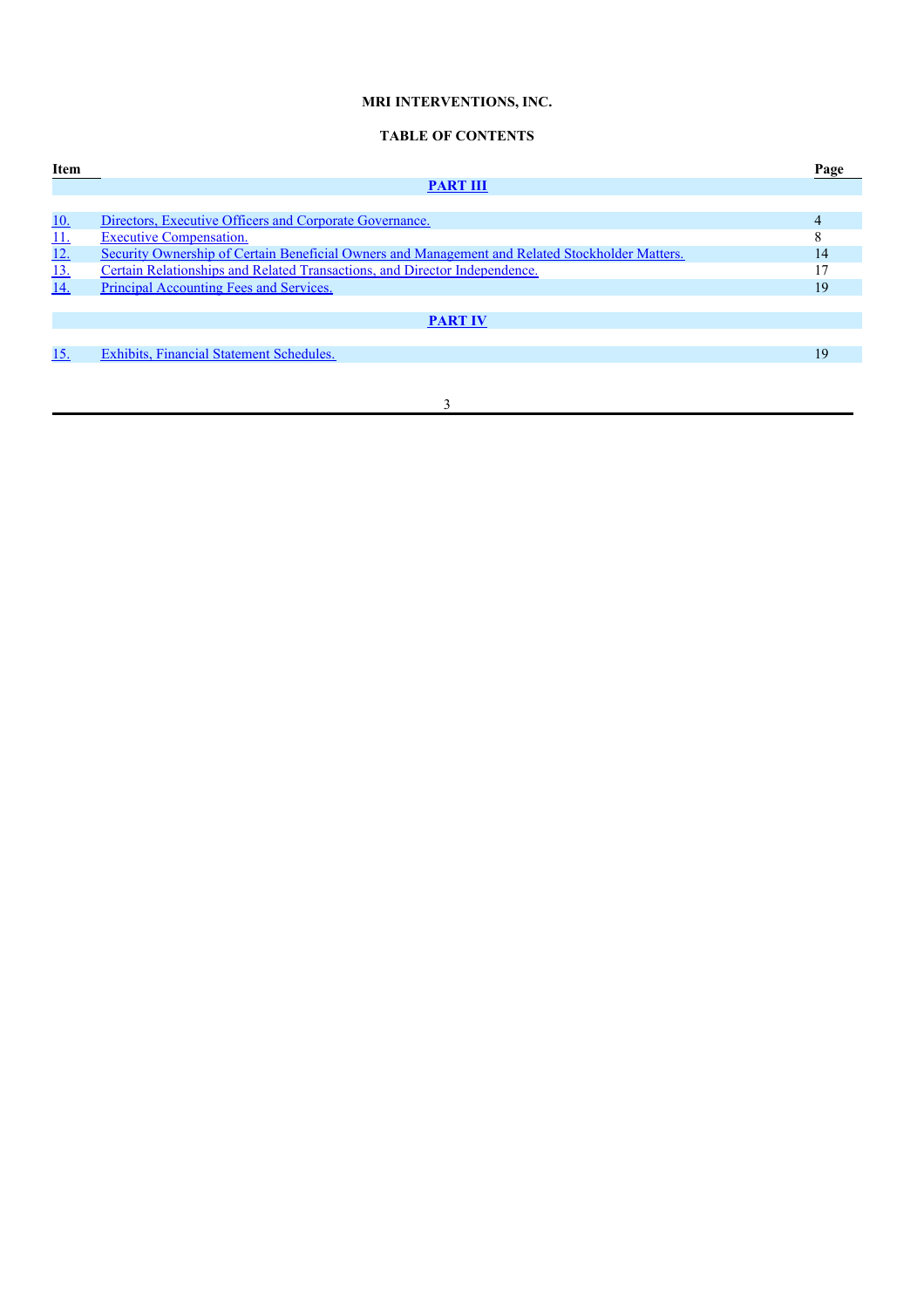**MRI INTERVENTIONS, INC.**

**TABLE OF CONTENTS**

| Item | | Page |
|---|---|---|
| | **PART III** | |
| 10. | Directors, Executive Officers and Corporate Governance. | 4 |
| 11. | Executive Compensation. | 8 |
| 12. | Security Ownership of Certain Beneficial Owners and Management and Related Stockholder Matters. | 14 |
| 13. | Certain Relationships and Related Transactions, and Director Independence. | 17 |
| 14. | Principal Accounting Fees and Services. | 19 |
| | **PART IV** | |
| 15. | Exhibits, Financial Statement Schedules. | 19 |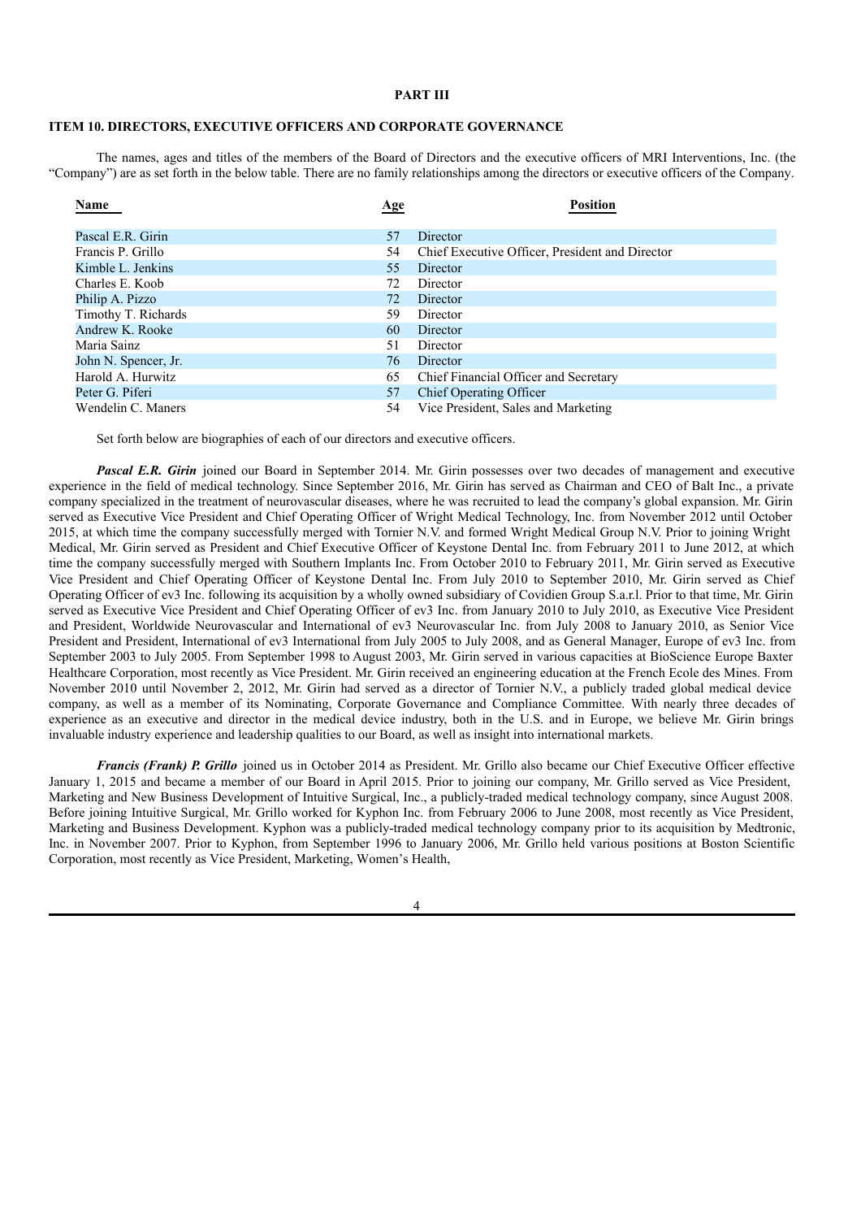## PART III

## ITEM 10. DIRECTORS, EXECUTIVE OFFICERS AND CORPORATE GOVERNANCE

The names, ages and titles of the members of the Board of Directors and the executive officers of MRI Interventions, Inc. (the "Company") are as set forth in the below table. There are no family relationships among the directors or executive officers of the Company.

| Name | Age | Position |
|---|---|---|
| Pascal E.R. Girin | 57 | Director |
| Francis P. Grillo | 54 | Chief Executive Officer, President and Director |
| Kimble L. Jenkins | 55 | Director |
| Charles E. Koob | 72 | Director |
| Philip A. Pizzo | 72 | Director |
| Timothy T. Richards | 59 | Director |
| Andrew K. Rooke | 60 | Director |
| Maria Sainz | 51 | Director |
| John N. Spencer, Jr. | 76 | Director |
| Harold A. Hurwitz | 65 | Chief Financial Officer and Secretary |
| Peter G. Piferi | 57 | Chief Operating Officer |
| Wendelin C. Maners | 54 | Vice President, Sales and Marketing |

Set forth below are biographies of each of our directors and executive officers.

***Pascal E.R. Girin*** joined our Board in September 2014. Mr. Girin possesses over two decades of management and executive experience in the field of medical technology. Since September 2016, Mr. Girin has served as Chairman and CEO of Balt Inc., a private company specialized in the treatment of neurovascular diseases, where he was recruited to lead the company's global expansion. Mr. Girin served as Executive Vice President and Chief Operating Officer of Wright Medical Technology, Inc. from November 2012 until October 2015, at which time the company successfully merged with Tornier N.V. and formed Wright Medical Group N.V. Prior to joining Wright Medical, Mr. Girin served as President and Chief Executive Officer of Keystone Dental Inc. from February 2011 to June 2012, at which time the company successfully merged with Southern Implants Inc. From October 2010 to February 2011, Mr. Girin served as Executive Vice President and Chief Operating Officer of Keystone Dental Inc. From July 2010 to September 2010, Mr. Girin served as Chief Operating Officer of ev3 Inc. following its acquisition by a wholly owned subsidiary of Covidien Group S.a.r.l. Prior to that time, Mr. Girin served as Executive Vice President and Chief Operating Officer of ev3 Inc. from January 2010 to July 2010, as Executive Vice President and President, Worldwide Neurovascular and International of ev3 Neurovascular Inc. from July 2008 to January 2010, as Senior Vice President and President, International of ev3 International from July 2005 to July 2008, and as General Manager, Europe of ev3 Inc. from September 2003 to July 2005. From September 1998 to August 2003, Mr. Girin served in various capacities at BioScience Europe Baxter Healthcare Corporation, most recently as Vice President. Mr. Girin received an engineering education at the French Ecole des Mines. From November 2010 until November 2, 2012, Mr. Girin had served as a director of Tornier N.V., a publicly traded global medical device company, as well as a member of its Nominating, Corporate Governance and Compliance Committee. With nearly three decades of experience as an executive and director in the medical device industry, both in the U.S. and in Europe, we believe Mr. Girin brings invaluable industry experience and leadership qualities to our Board, as well as insight into international markets.

***Francis (Frank) P. Grillo*** joined us in October 2014 as President. Mr. Grillo also became our Chief Executive Officer effective January 1, 2015 and became a member of our Board in April 2015. Prior to joining our company, Mr. Grillo served as Vice President, Marketing and New Business Development of Intuitive Surgical, Inc., a publicly-traded medical technology company, since August 2008. Before joining Intuitive Surgical, Mr. Grillo worked for Kyphon Inc. from February 2006 to June 2008, most recently as Vice President, Marketing and Business Development. Kyphon was a publicly-traded medical technology company prior to its acquisition by Medtronic, Inc. in November 2007. Prior to Kyphon, from September 1996 to January 2006, Mr. Grillo held various positions at Boston Scientific Corporation, most recently as Vice President, Marketing, Women's Health,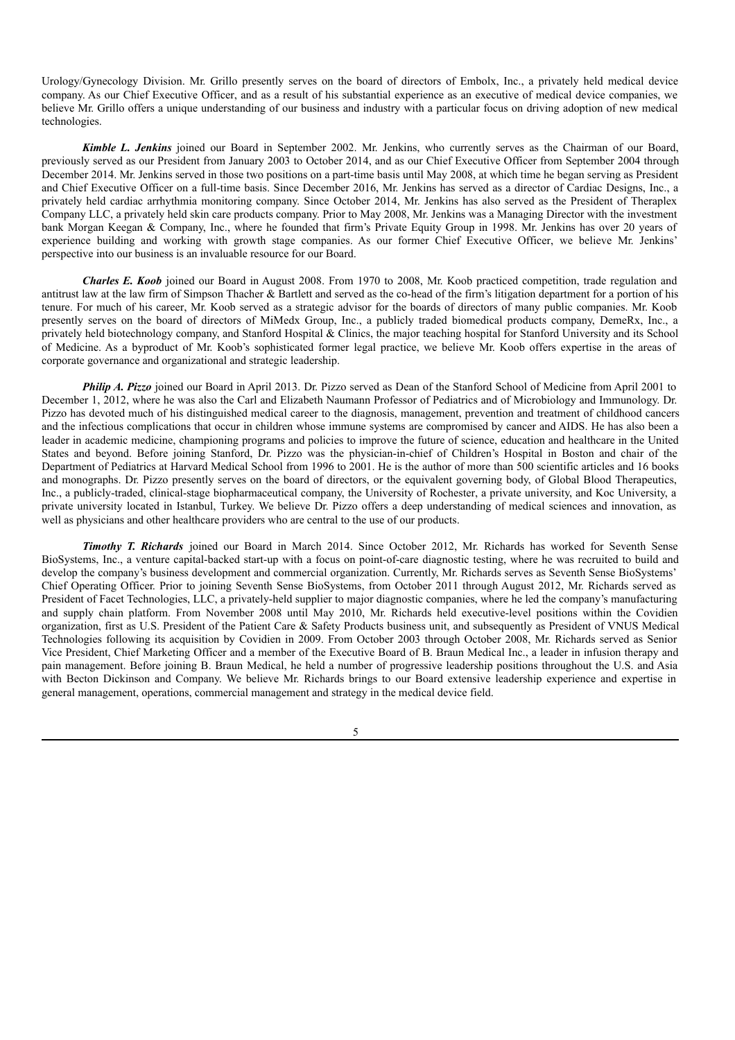Urology/Gynecology Division. Mr. Grillo presently serves on the board of directors of Embolx, Inc., a privately held medical device company. As our Chief Executive Officer, and as a result of his substantial experience as an executive of medical device companies, we believe Mr. Grillo offers a unique understanding of our business and industry with a particular focus on driving adoption of new medical technologies.

***Kimble L. Jenkins*** joined our Board in September 2002. Mr. Jenkins, who currently serves as the Chairman of our Board, previously served as our President from January 2003 to October 2014, and as our Chief Executive Officer from September 2004 through December 2014. Mr. Jenkins served in those two positions on a part-time basis until May 2008, at which time he began serving as President and Chief Executive Officer on a full-time basis. Since December 2016, Mr. Jenkins has served as a director of Cardiac Designs, Inc., a privately held cardiac arrhythmia monitoring company. Since October 2014, Mr. Jenkins has also served as the President of Theraplex Company LLC, a privately held skin care products company. Prior to May 2008, Mr. Jenkins was a Managing Director with the investment bank Morgan Keegan & Company, Inc., where he founded that firm's Private Equity Group in 1998. Mr. Jenkins has over 20 years of experience building and working with growth stage companies. As our former Chief Executive Officer, we believe Mr. Jenkins' perspective into our business is an invaluable resource for our Board.

***Charles E. Koob*** joined our Board in August 2008. From 1970 to 2008, Mr. Koob practiced competition, trade regulation and antitrust law at the law firm of Simpson Thacher & Bartlett and served as the co-head of the firm's litigation department for a portion of his tenure. For much of his career, Mr. Koob served as a strategic advisor for the boards of directors of many public companies. Mr. Koob presently serves on the board of directors of MiMedx Group, Inc., a publicly traded biomedical products company, DemeRx, Inc., a privately held biotechnology company, and Stanford Hospital & Clinics, the major teaching hospital for Stanford University and its School of Medicine. As a byproduct of Mr. Koob's sophisticated former legal practice, we believe Mr. Koob offers expertise in the areas of corporate governance and organizational and strategic leadership.

***Philip A. Pizzo*** joined our Board in April 2013. Dr. Pizzo served as Dean of the Stanford School of Medicine from April 2001 to December 1, 2012, where he was also the Carl and Elizabeth Naumann Professor of Pediatrics and of Microbiology and Immunology. Dr. Pizzo has devoted much of his distinguished medical career to the diagnosis, management, prevention and treatment of childhood cancers and the infectious complications that occur in children whose immune systems are compromised by cancer and AIDS. He has also been a leader in academic medicine, championing programs and policies to improve the future of science, education and healthcare in the United States and beyond. Before joining Stanford, Dr. Pizzo was the physician-in-chief of Children's Hospital in Boston and chair of the Department of Pediatrics at Harvard Medical School from 1996 to 2001. He is the author of more than 500 scientific articles and 16 books and monographs. Dr. Pizzo presently serves on the board of directors, or the equivalent governing body, of Global Blood Therapeutics, Inc., a publicly-traded, clinical-stage biopharmaceutical company, the University of Rochester, a private university, and Koc University, a private university located in Istanbul, Turkey. We believe Dr. Pizzo offers a deep understanding of medical sciences and innovation, as well as physicians and other healthcare providers who are central to the use of our products.

***Timothy T. Richards*** joined our Board in March 2014. Since October 2012, Mr. Richards has worked for Seventh Sense BioSystems, Inc., a venture capital-backed start-up with a focus on point-of-care diagnostic testing, where he was recruited to build and develop the company's business development and commercial organization. Currently, Mr. Richards serves as Seventh Sense BioSystems' Chief Operating Officer. Prior to joining Seventh Sense BioSystems, from October 2011 through August 2012, Mr. Richards served as President of Facet Technologies, LLC, a privately-held supplier to major diagnostic companies, where he led the company's manufacturing and supply chain platform. From November 2008 until May 2010, Mr. Richards held executive-level positions within the Covidien organization, first as U.S. President of the Patient Care & Safety Products business unit, and subsequently as President of VNUS Medical Technologies following its acquisition by Covidien in 2009. From October 2003 through October 2008, Mr. Richards served as Senior Vice President, Chief Marketing Officer and a member of the Executive Board of B. Braun Medical Inc., a leader in infusion therapy and pain management. Before joining B. Braun Medical, he held a number of progressive leadership positions throughout the U.S. and Asia with Becton Dickinson and Company. We believe Mr. Richards brings to our Board extensive leadership experience and expertise in general management, operations, commercial management and strategy in the medical device field.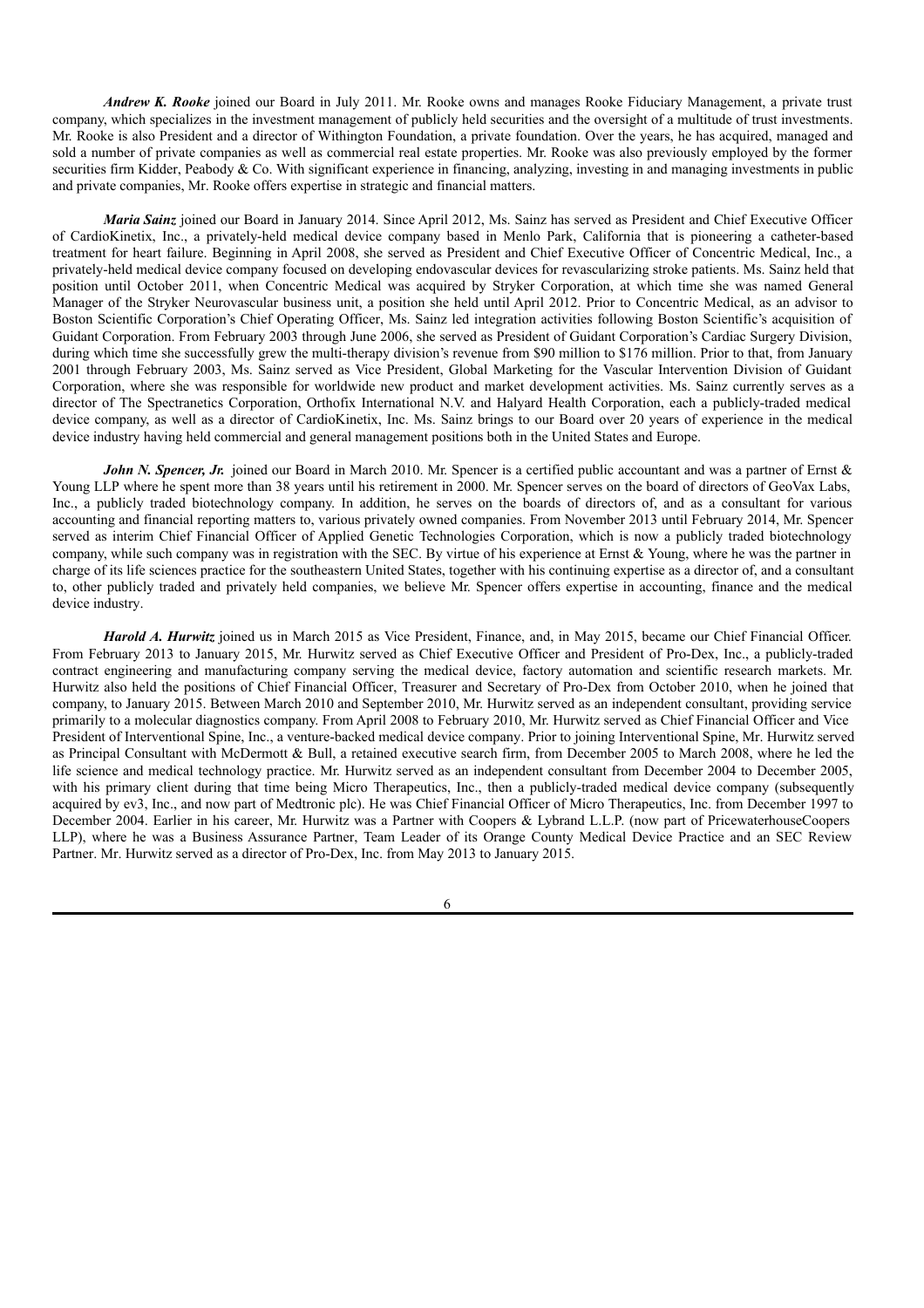***Andrew K. Rooke*** joined our Board in July 2011. Mr. Rooke owns and manages Rooke Fiduciary Management, a private trust company, which specializes in the investment management of publicly held securities and the oversight of a multitude of trust investments. Mr. Rooke is also President and a director of Withington Foundation, a private foundation. Over the years, he has acquired, managed and sold a number of private companies as well as commercial real estate properties. Mr. Rooke was also previously employed by the former securities firm Kidder, Peabody & Co. With significant experience in financing, analyzing, investing in and managing investments in public and private companies, Mr. Rooke offers expertise in strategic and financial matters.

***Maria Sainz*** joined our Board in January 2014. Since April 2012, Ms. Sainz has served as President and Chief Executive Officer of CardioKinetix, Inc., a privately-held medical device company based in Menlo Park, California that is pioneering a catheter-based treatment for heart failure. Beginning in April 2008, she served as President and Chief Executive Officer of Concentric Medical, Inc., a privately-held medical device company focused on developing endovascular devices for revascularizing stroke patients. Ms. Sainz held that position until October 2011, when Concentric Medical was acquired by Stryker Corporation, at which time she was named General Manager of the Stryker Neurovascular business unit, a position she held until April 2012. Prior to Concentric Medical, as an advisor to Boston Scientific Corporation's Chief Operating Officer, Ms. Sainz led integration activities following Boston Scientific's acquisition of Guidant Corporation. From February 2003 through June 2006, she served as President of Guidant Corporation's Cardiac Surgery Division, during which time she successfully grew the multi-therapy division's revenue from $90 million to $176 million. Prior to that, from January 2001 through February 2003, Ms. Sainz served as Vice President, Global Marketing for the Vascular Intervention Division of Guidant Corporation, where she was responsible for worldwide new product and market development activities. Ms. Sainz currently serves as a director of The Spectranetics Corporation, Orthofix International N.V. and Halyard Health Corporation, each a publicly-traded medical device company, as well as a director of CardioKinetix, Inc. Ms. Sainz brings to our Board over 20 years of experience in the medical device industry having held commercial and general management positions both in the United States and Europe.

***John N. Spencer, Jr.*** joined our Board in March 2010. Mr. Spencer is a certified public accountant and was a partner of Ernst & Young LLP where he spent more than 38 years until his retirement in 2000. Mr. Spencer serves on the board of directors of GeoVax Labs, Inc., a publicly traded biotechnology company. In addition, he serves on the boards of directors of, and as a consultant for various accounting and financial reporting matters to, various privately owned companies. From November 2013 until February 2014, Mr. Spencer served as interim Chief Financial Officer of Applied Genetic Technologies Corporation, which is now a publicly traded biotechnology company, while such company was in registration with the SEC. By virtue of his experience at Ernst & Young, where he was the partner in charge of its life sciences practice for the southeastern United States, together with his continuing expertise as a director of, and a consultant to, other publicly traded and privately held companies, we believe Mr. Spencer offers expertise in accounting, finance and the medical device industry.

***Harold A. Hurwitz*** joined us in March 2015 as Vice President, Finance, and, in May 2015, became our Chief Financial Officer. From February 2013 to January 2015, Mr. Hurwitz served as Chief Executive Officer and President of Pro-Dex, Inc., a publicly-traded contract engineering and manufacturing company serving the medical device, factory automation and scientific research markets. Mr. Hurwitz also held the positions of Chief Financial Officer, Treasurer and Secretary of Pro-Dex from October 2010, when he joined that company, to January 2015. Between March 2010 and September 2010, Mr. Hurwitz served as an independent consultant, providing service primarily to a molecular diagnostics company. From April 2008 to February 2010, Mr. Hurwitz served as Chief Financial Officer and Vice President of Interventional Spine, Inc., a venture-backed medical device company. Prior to joining Interventional Spine, Mr. Hurwitz served as Principal Consultant with McDermott & Bull, a retained executive search firm, from December 2005 to March 2008, where he led the life science and medical technology practice. Mr. Hurwitz served as an independent consultant from December 2004 to December 2005, with his primary client during that time being Micro Therapeutics, Inc., then a publicly-traded medical device company (subsequently acquired by ev3, Inc., and now part of Medtronic plc). He was Chief Financial Officer of Micro Therapeutics, Inc. from December 1997 to December 2004. Earlier in his career, Mr. Hurwitz was a Partner with Coopers & Lybrand L.L.P. (now part of PricewaterhouseCoopers LLP), where he was a Business Assurance Partner, Team Leader of its Orange County Medical Device Practice and an SEC Review Partner. Mr. Hurwitz served as a director of Pro-Dex, Inc. from May 2013 to January 2015.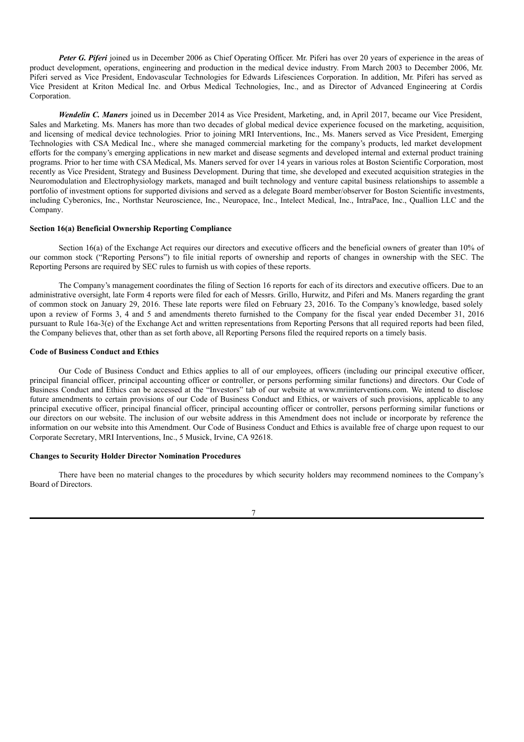***Peter G. Piferi*** joined us in December 2006 as Chief Operating Officer. Mr. Piferi has over 20 years of experience in the areas of product development, operations, engineering and production in the medical device industry. From March 2003 to December 2006, Mr. Piferi served as Vice President, Endovascular Technologies for Edwards Lifesciences Corporation. In addition, Mr. Piferi has served as Vice President at Kriton Medical Inc. and Orbus Medical Technologies, Inc., and as Director of Advanced Engineering at Cordis Corporation.

***Wendelin C. Maners*** joined us in December 2014 as Vice President, Marketing, and, in April 2017, became our Vice President, Sales and Marketing. Ms. Maners has more than two decades of global medical device experience focused on the marketing, acquisition, and licensing of medical device technologies. Prior to joining MRI Interventions, Inc., Ms. Maners served as Vice President, Emerging Technologies with CSA Medical Inc., where she managed commercial marketing for the company's products, led market development efforts for the company's emerging applications in new market and disease segments and developed internal and external product training programs. Prior to her time with CSA Medical, Ms. Maners served for over 14 years in various roles at Boston Scientific Corporation, most recently as Vice President, Strategy and Business Development. During that time, she developed and executed acquisition strategies in the Neuromodulation and Electrophysiology markets, managed and built technology and venture capital business relationships to assemble a portfolio of investment options for supported divisions and served as a delegate Board member/observer for Boston Scientific investments, including Cyberonics, Inc., Northstar Neuroscience, Inc., Neuropace, Inc., Intelect Medical, Inc., IntraPace, Inc., Quallion LLC and the Company.

**Section 16(a) Beneficial Ownership Reporting Compliance**

Section 16(a) of the Exchange Act requires our directors and executive officers and the beneficial owners of greater than 10% of our common stock ("Reporting Persons") to file initial reports of ownership and reports of changes in ownership with the SEC. The Reporting Persons are required by SEC rules to furnish us with copies of these reports.

The Company's management coordinates the filing of Section 16 reports for each of its directors and executive officers. Due to an administrative oversight, late Form 4 reports were filed for each of Messrs. Grillo, Hurwitz, and Piferi and Ms. Maners regarding the grant of common stock on January 29, 2016. These late reports were filed on February 23, 2016. To the Company's knowledge, based solely upon a review of Forms 3, 4 and 5 and amendments thereto furnished to the Company for the fiscal year ended December 31, 2016 pursuant to Rule 16a-3(e) of the Exchange Act and written representations from Reporting Persons that all required reports had been filed, the Company believes that, other than as set forth above, all Reporting Persons filed the required reports on a timely basis.

**Code of Business Conduct and Ethics**

Our Code of Business Conduct and Ethics applies to all of our employees, officers (including our principal executive officer, principal financial officer, principal accounting officer or controller, or persons performing similar functions) and directors. Our Code of Business Conduct and Ethics can be accessed at the "Investors" tab of our website at www.mriinterventions.com. We intend to disclose future amendments to certain provisions of our Code of Business Conduct and Ethics, or waivers of such provisions, applicable to any principal executive officer, principal financial officer, principal accounting officer or controller, persons performing similar functions or our directors on our website. The inclusion of our website address in this Amendment does not include or incorporate by reference the information on our website into this Amendment. Our Code of Business Conduct and Ethics is available free of charge upon request to our Corporate Secretary, MRI Interventions, Inc., 5 Musick, Irvine, CA 92618.

**Changes to Security Holder Director Nomination Procedures**

There have been no material changes to the procedures by which security holders may recommend nominees to the Company's Board of Directors.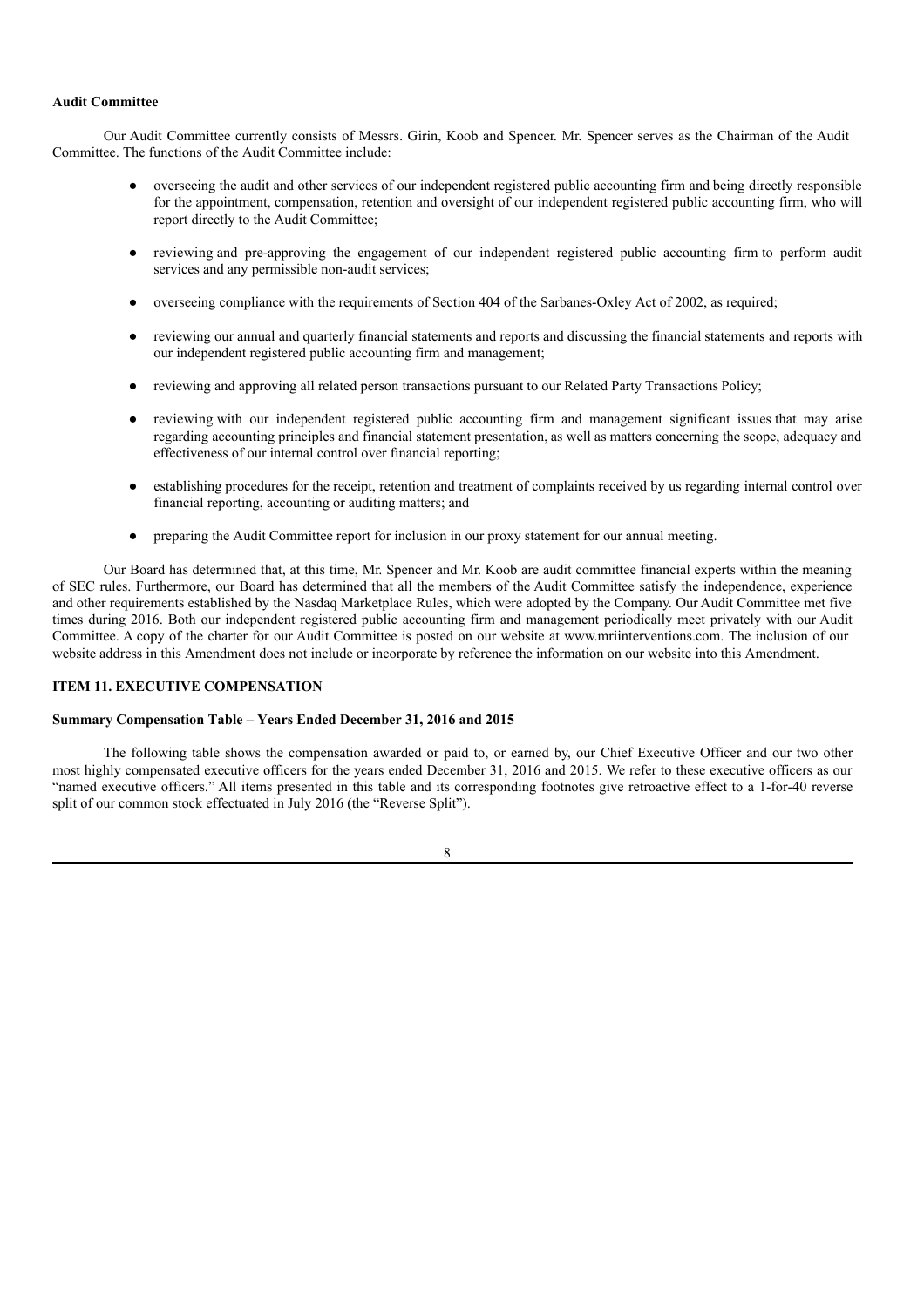**Audit Committee**

Our Audit Committee currently consists of Messrs. Girin, Koob and Spencer. Mr. Spencer serves as the Chairman of the Audit Committee. The functions of the Audit Committee include:

- overseeing the audit and other services of our independent registered public accounting firm and being directly responsible for the appointment, compensation, retention and oversight of our independent registered public accounting firm, who will report directly to the Audit Committee;
- reviewing and pre-approving the engagement of our independent registered public accounting firm to perform audit services and any permissible non-audit services;
- overseeing compliance with the requirements of Section 404 of the Sarbanes-Oxley Act of 2002, as required;
- reviewing our annual and quarterly financial statements and reports and discussing the financial statements and reports with our independent registered public accounting firm and management;
- reviewing and approving all related person transactions pursuant to our Related Party Transactions Policy;
- reviewing with our independent registered public accounting firm and management significant issues that may arise regarding accounting principles and financial statement presentation, as well as matters concerning the scope, adequacy and effectiveness of our internal control over financial reporting;
- establishing procedures for the receipt, retention and treatment of complaints received by us regarding internal control over financial reporting, accounting or auditing matters; and
- preparing the Audit Committee report for inclusion in our proxy statement for our annual meeting.

Our Board has determined that, at this time, Mr. Spencer and Mr. Koob are audit committee financial experts within the meaning of SEC rules. Furthermore, our Board has determined that all the members of the Audit Committee satisfy the independence, experience and other requirements established by the Nasdaq Marketplace Rules, which were adopted by the Company. Our Audit Committee met five times during 2016. Both our independent registered public accounting firm and management periodically meet privately with our Audit Committee. A copy of the charter for our Audit Committee is posted on our website at www.mriinterventions.com. The inclusion of our website address in this Amendment does not include or incorporate by reference the information on our website into this Amendment.

**ITEM 11. EXECUTIVE COMPENSATION**

**Summary Compensation Table – Years Ended December 31, 2016 and 2015**

The following table shows the compensation awarded or paid to, or earned by, our Chief Executive Officer and our two other most highly compensated executive officers for the years ended December 31, 2016 and 2015. We refer to these executive officers as our "named executive officers." All items presented in this table and its corresponding footnotes give retroactive effect to a 1-for-40 reverse split of our common stock effectuated in July 2016 (the "Reverse Split").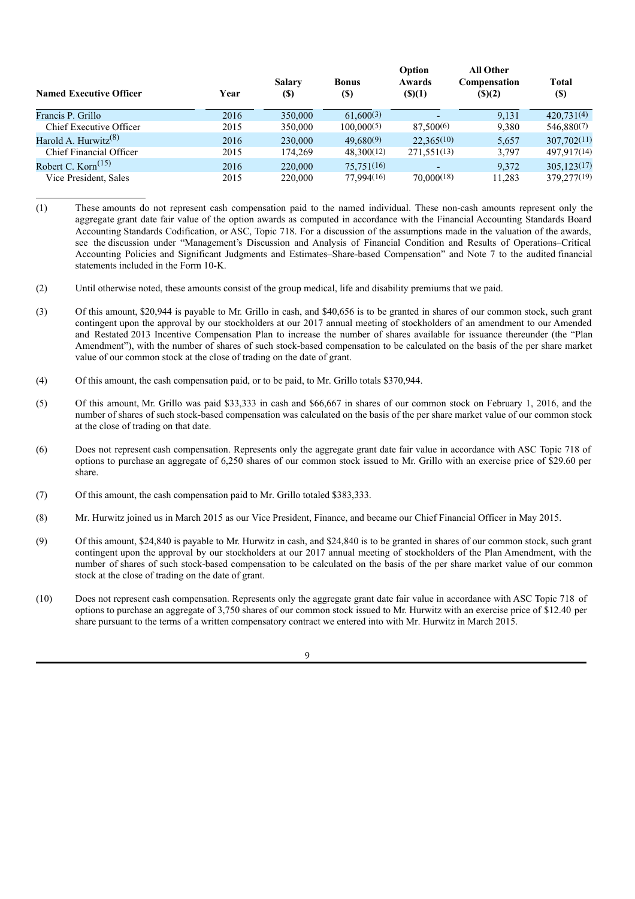| Named Executive Officer | Year | Salary ($) | Bonus ($) | Option Awards ($)(1) | All Other Compensation ($)(2) | Total ($) |
|---|---|---|---|---|---|---|
| Francis P. Grillo | 2016 | 350,000 | 61,600(3) | - | 9,131 | 420,731(4) |
| Chief Executive Officer | 2015 | 350,000 | 100,000(5) | 87,500(6) | 9,380 | 546,880(7) |
| Harold A. Hurwitz(8) | 2016 | 230,000 | 49,680(9) | 22,365(10) | 5,657 | 307,702(11) |
| Chief Financial Officer | 2015 | 174,269 | 48,300(12) | 271,551(13) | 3,797 | 497,917(14) |
| Robert C. Korn(15) | 2016 | 220,000 | 75,751(16) | - | 9,372 | 305,123(17) |
| Vice President, Sales | 2015 | 220,000 | 77,994(16) | 70,000(18) | 11,283 | 379,277(19) |

(1) These amounts do not represent cash compensation paid to the named individual. These non-cash amounts represent only the aggregate grant date fair value of the option awards as computed in accordance with the Financial Accounting Standards Board Accounting Standards Codification, or ASC, Topic 718. For a discussion of the assumptions made in the valuation of the awards, see the discussion under "Management's Discussion and Analysis of Financial Condition and Results of Operations–Critical Accounting Policies and Significant Judgments and Estimates–Share-based Compensation" and Note 7 to the audited financial statements included in the Form 10-K.

(2) Until otherwise noted, these amounts consist of the group medical, life and disability premiums that we paid.

(3) Of this amount, $20,944 is payable to Mr. Grillo in cash, and $40,656 is to be granted in shares of our common stock, such grant contingent upon the approval by our stockholders at our 2017 annual meeting of stockholders of an amendment to our Amended and Restated 2013 Incentive Compensation Plan to increase the number of shares available for issuance thereunder (the "Plan Amendment"), with the number of shares of such stock-based compensation to be calculated on the basis of the per share market value of our common stock at the close of trading on the date of grant.

(4) Of this amount, the cash compensation paid, or to be paid, to Mr. Grillo totals $370,944.

(5) Of this amount, Mr. Grillo was paid $33,333 in cash and $66,667 in shares of our common stock on February 1, 2016, and the number of shares of such stock-based compensation was calculated on the basis of the per share market value of our common stock at the close of trading on that date.

(6) Does not represent cash compensation. Represents only the aggregate grant date fair value in accordance with ASC Topic 718 of options to purchase an aggregate of 6,250 shares of our common stock issued to Mr. Grillo with an exercise price of $29.60 per share.

(7) Of this amount, the cash compensation paid to Mr. Grillo totaled $383,333.

(8) Mr. Hurwitz joined us in March 2015 as our Vice President, Finance, and became our Chief Financial Officer in May 2015.

(9) Of this amount, $24,840 is payable to Mr. Hurwitz in cash, and $24,840 is to be granted in shares of our common stock, such grant contingent upon the approval by our stockholders at our 2017 annual meeting of stockholders of the Plan Amendment, with the number of shares of such stock-based compensation to be calculated on the basis of the per share market value of our common stock at the close of trading on the date of grant.

(10) Does not represent cash compensation. Represents only the aggregate grant date fair value in accordance with ASC Topic 718 of options to purchase an aggregate of 3,750 shares of our common stock issued to Mr. Hurwitz with an exercise price of $12.40 per share pursuant to the terms of a written compensatory contract we entered into with Mr. Hurwitz in March 2015.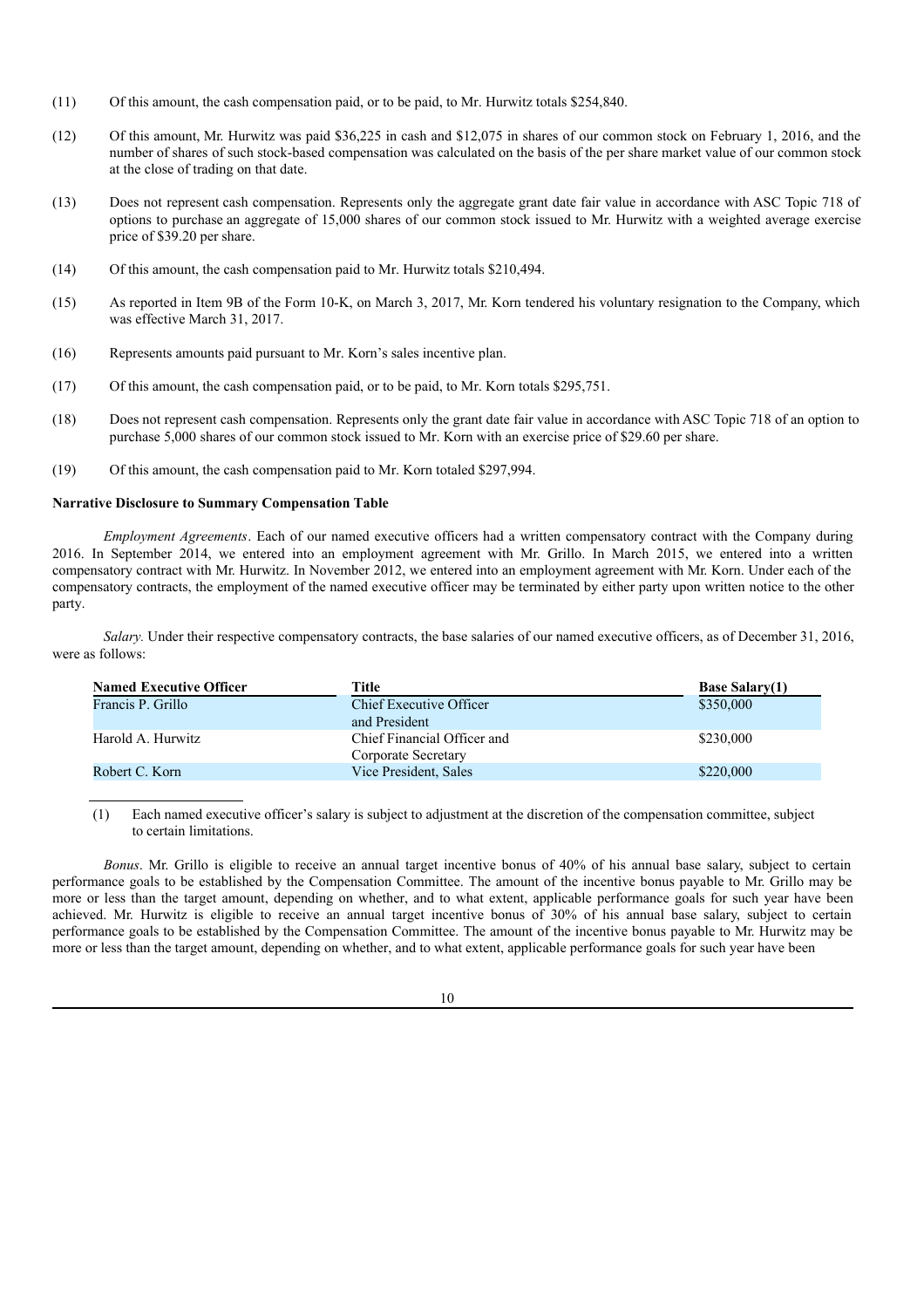(11) Of this amount, the cash compensation paid, or to be paid, to Mr. Hurwitz totals $254,840.

(12) Of this amount, Mr. Hurwitz was paid $36,225 in cash and $12,075 in shares of our common stock on February 1, 2016, and the number of shares of such stock-based compensation was calculated on the basis of the per share market value of our common stock at the close of trading on that date.

(13) Does not represent cash compensation. Represents only the aggregate grant date fair value in accordance with ASC Topic 718 of options to purchase an aggregate of 15,000 shares of our common stock issued to Mr. Hurwitz with a weighted average exercise price of $39.20 per share.

(14) Of this amount, the cash compensation paid to Mr. Hurwitz totals $210,494.

(15) As reported in Item 9B of the Form 10-K, on March 3, 2017, Mr. Korn tendered his voluntary resignation to the Company, which was effective March 31, 2017.

(16) Represents amounts paid pursuant to Mr. Korn's sales incentive plan.

(17) Of this amount, the cash compensation paid, or to be paid, to Mr. Korn totals $295,751.

(18) Does not represent cash compensation. Represents only the grant date fair value in accordance with ASC Topic 718 of an option to purchase 5,000 shares of our common stock issued to Mr. Korn with an exercise price of $29.60 per share.

(19) Of this amount, the cash compensation paid to Mr. Korn totaled $297,994.

**Narrative Disclosure to Summary Compensation Table**

*Employment Agreements*. Each of our named executive officers had a written compensatory contract with the Company during 2016. In September 2014, we entered into an employment agreement with Mr. Grillo. In March 2015, we entered into a written compensatory contract with Mr. Hurwitz. In November 2012, we entered into an employment agreement with Mr. Korn. Under each of the compensatory contracts, the employment of the named executive officer may be terminated by either party upon written notice to the other party.

*Salary.* Under their respective compensatory contracts, the base salaries of our named executive officers, as of December 31, 2016, were as follows:

| Named Executive Officer | Title | Base Salary(1) |
|---|---|---|
| Francis P. Grillo | Chief Executive Officer and President | $350,000 |
| Harold A. Hurwitz | Chief Financial Officer and Corporate Secretary | $230,000 |
| Robert C. Korn | Vice President, Sales | $220,000 |

(1) Each named executive officer's salary is subject to adjustment at the discretion of the compensation committee, subject to certain limitations.

*Bonus*. Mr. Grillo is eligible to receive an annual target incentive bonus of 40% of his annual base salary, subject to certain performance goals to be established by the Compensation Committee. The amount of the incentive bonus payable to Mr. Grillo may be more or less than the target amount, depending on whether, and to what extent, applicable performance goals for such year have been achieved. Mr. Hurwitz is eligible to receive an annual target incentive bonus of 30% of his annual base salary, subject to certain performance goals to be established by the Compensation Committee. The amount of the incentive bonus payable to Mr. Hurwitz may be more or less than the target amount, depending on whether, and to what extent, applicable performance goals for such year have been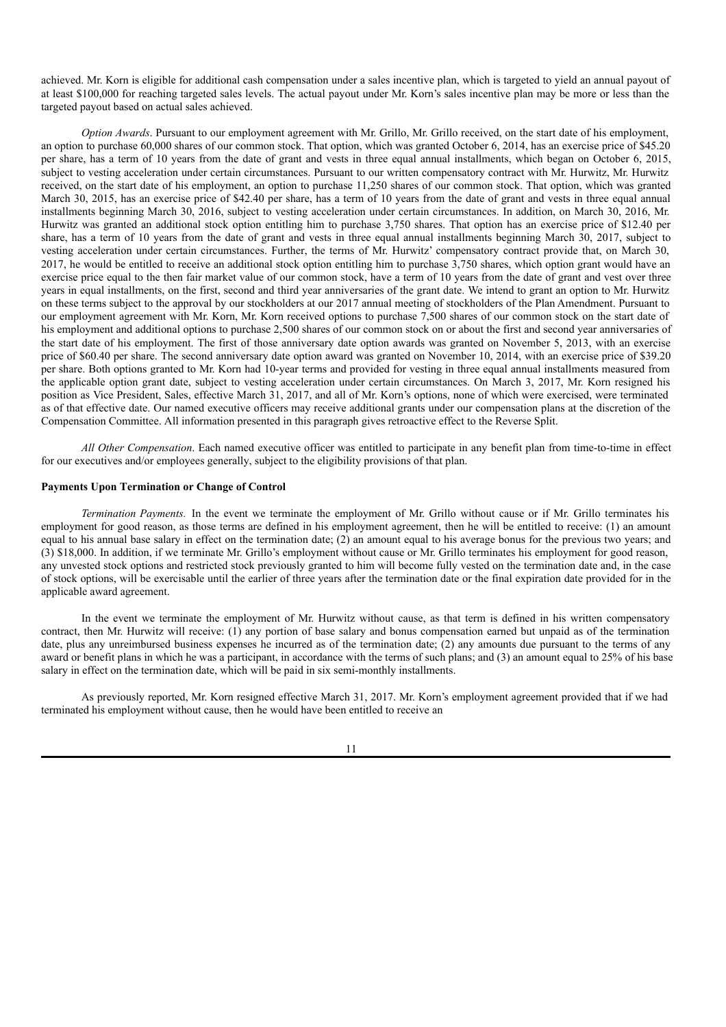achieved. Mr. Korn is eligible for additional cash compensation under a sales incentive plan, which is targeted to yield an annual payout of at least $100,000 for reaching targeted sales levels. The actual payout under Mr. Korn's sales incentive plan may be more or less than the targeted payout based on actual sales achieved.

*Option Awards*. Pursuant to our employment agreement with Mr. Grillo, Mr. Grillo received, on the start date of his employment, an option to purchase 60,000 shares of our common stock. That option, which was granted October 6, 2014, has an exercise price of $45.20 per share, has a term of 10 years from the date of grant and vests in three equal annual installments, which began on October 6, 2015, subject to vesting acceleration under certain circumstances. Pursuant to our written compensatory contract with Mr. Hurwitz, Mr. Hurwitz received, on the start date of his employment, an option to purchase 11,250 shares of our common stock. That option, which was granted March 30, 2015, has an exercise price of $42.40 per share, has a term of 10 years from the date of grant and vests in three equal annual installments beginning March 30, 2016, subject to vesting acceleration under certain circumstances. In addition, on March 30, 2016, Mr. Hurwitz was granted an additional stock option entitling him to purchase 3,750 shares. That option has an exercise price of $12.40 per share, has a term of 10 years from the date of grant and vests in three equal annual installments beginning March 30, 2017, subject to vesting acceleration under certain circumstances. Further, the terms of Mr. Hurwitz' compensatory contract provide that, on March 30, 2017, he would be entitled to receive an additional stock option entitling him to purchase 3,750 shares, which option grant would have an exercise price equal to the then fair market value of our common stock, have a term of 10 years from the date of grant and vest over three years in equal installments, on the first, second and third year anniversaries of the grant date. We intend to grant an option to Mr. Hurwitz on these terms subject to the approval by our stockholders at our 2017 annual meeting of stockholders of the Plan Amendment. Pursuant to our employment agreement with Mr. Korn, Mr. Korn received options to purchase 7,500 shares of our common stock on the start date of his employment and additional options to purchase 2,500 shares of our common stock on or about the first and second year anniversaries of the start date of his employment. The first of those anniversary date option awards was granted on November 5, 2013, with an exercise price of $60.40 per share. The second anniversary date option award was granted on November 10, 2014, with an exercise price of $39.20 per share. Both options granted to Mr. Korn had 10-year terms and provided for vesting in three equal annual installments measured from the applicable option grant date, subject to vesting acceleration under certain circumstances. On March 3, 2017, Mr. Korn resigned his position as Vice President, Sales, effective March 31, 2017, and all of Mr. Korn's options, none of which were exercised, were terminated as of that effective date. Our named executive officers may receive additional grants under our compensation plans at the discretion of the Compensation Committee. All information presented in this paragraph gives retroactive effect to the Reverse Split.

*All Other Compensation*. Each named executive officer was entitled to participate in any benefit plan from time-to-time in effect for our executives and/or employees generally, subject to the eligibility provisions of that plan.

## Payments Upon Termination or Change of Control

*Termination Payments.* In the event we terminate the employment of Mr. Grillo without cause or if Mr. Grillo terminates his employment for good reason, as those terms are defined in his employment agreement, then he will be entitled to receive: (1) an amount equal to his annual base salary in effect on the termination date; (2) an amount equal to his average bonus for the previous two years; and (3) $18,000. In addition, if we terminate Mr. Grillo's employment without cause or Mr. Grillo terminates his employment for good reason, any unvested stock options and restricted stock previously granted to him will become fully vested on the termination date and, in the case of stock options, will be exercisable until the earlier of three years after the termination date or the final expiration date provided for in the applicable award agreement.

In the event we terminate the employment of Mr. Hurwitz without cause, as that term is defined in his written compensatory contract, then Mr. Hurwitz will receive: (1) any portion of base salary and bonus compensation earned but unpaid as of the termination date, plus any unreimbursed business expenses he incurred as of the termination date; (2) any amounts due pursuant to the terms of any award or benefit plans in which he was a participant, in accordance with the terms of such plans; and (3) an amount equal to 25% of his base salary in effect on the termination date, which will be paid in six semi-monthly installments.

As previously reported, Mr. Korn resigned effective March 31, 2017. Mr. Korn's employment agreement provided that if we had terminated his employment without cause, then he would have been entitled to receive an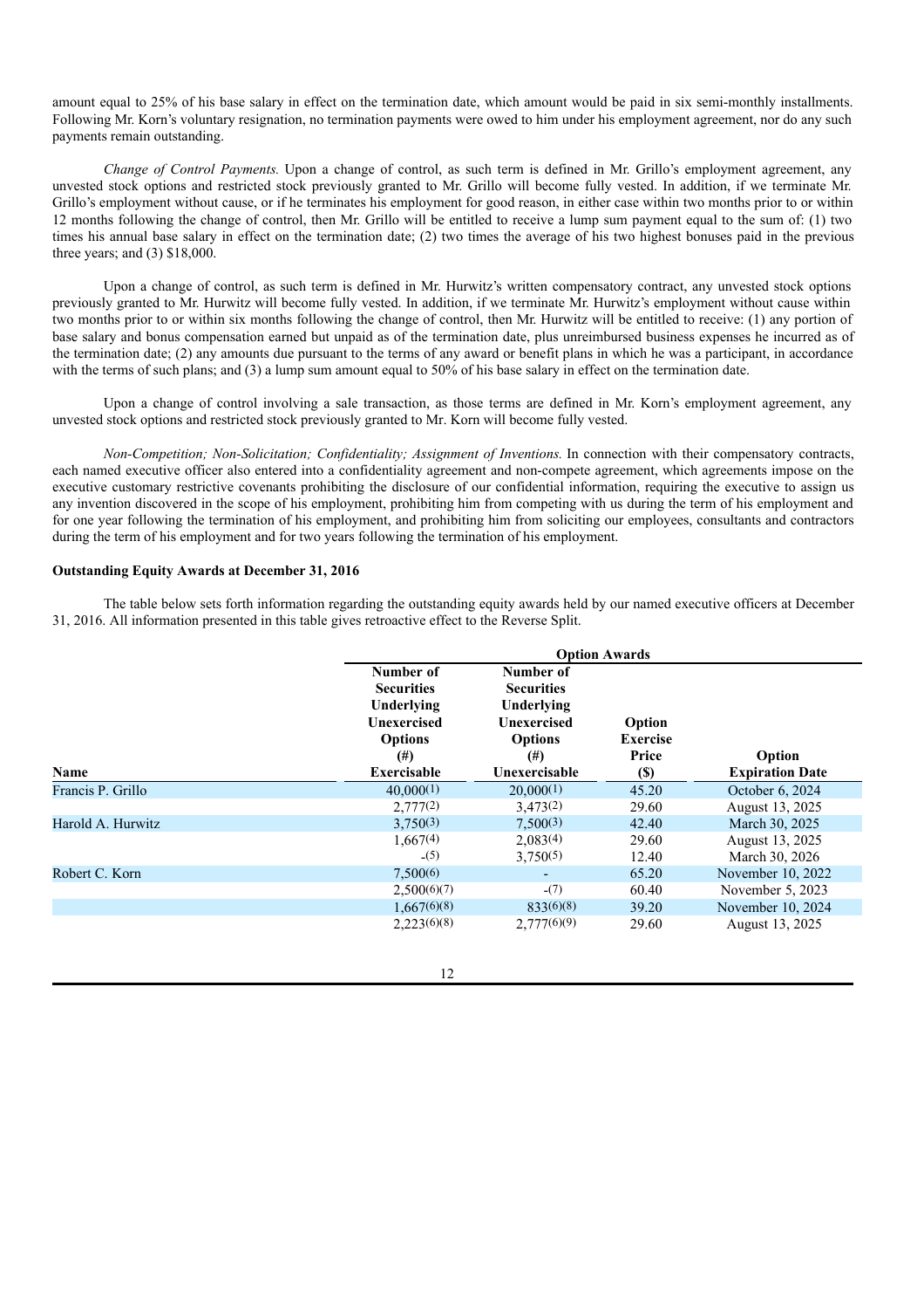amount equal to 25% of his base salary in effect on the termination date, which amount would be paid in six semi-monthly installments. Following Mr. Korn's voluntary resignation, no termination payments were owed to him under his employment agreement, nor do any such payments remain outstanding.

*Change of Control Payments.* Upon a change of control, as such term is defined in Mr. Grillo's employment agreement, any unvested stock options and restricted stock previously granted to Mr. Grillo will become fully vested. In addition, if we terminate Mr. Grillo's employment without cause, or if he terminates his employment for good reason, in either case within two months prior to or within 12 months following the change of control, then Mr. Grillo will be entitled to receive a lump sum payment equal to the sum of: (1) two times his annual base salary in effect on the termination date; (2) two times the average of his two highest bonuses paid in the previous three years; and (3) $18,000.

Upon a change of control, as such term is defined in Mr. Hurwitz's written compensatory contract, any unvested stock options previously granted to Mr. Hurwitz will become fully vested. In addition, if we terminate Mr. Hurwitz's employment without cause within two months prior to or within six months following the change of control, then Mr. Hurwitz will be entitled to receive: (1) any portion of base salary and bonus compensation earned but unpaid as of the termination date, plus unreimbursed business expenses he incurred as of the termination date; (2) any amounts due pursuant to the terms of any award or benefit plans in which he was a participant, in accordance with the terms of such plans; and (3) a lump sum amount equal to 50% of his base salary in effect on the termination date.

Upon a change of control involving a sale transaction, as those terms are defined in Mr. Korn's employment agreement, any unvested stock options and restricted stock previously granted to Mr. Korn will become fully vested.

*Non-Competition; Non-Solicitation; Confidentiality; Assignment of Inventions.* In connection with their compensatory contracts, each named executive officer also entered into a confidentiality agreement and non-compete agreement, which agreements impose on the executive customary restrictive covenants prohibiting the disclosure of our confidential information, requiring the executive to assign us any invention discovered in the scope of his employment, prohibiting him from competing with us during the term of his employment and for one year following the termination of his employment, and prohibiting him from soliciting our employees, consultants and contractors during the term of his employment and for two years following the termination of his employment.

**Outstanding Equity Awards at December 31, 2016**

The table below sets forth information regarding the outstanding equity awards held by our named executive officers at December 31, 2016. All information presented in this table gives retroactive effect to the Reverse Split.

| | Option Awards | | | |
|---|---|---|---|---|
| **Name** | **Number of Securities Underlying Unexercised Options (#) Exercisable** | **Number of Securities Underlying Unexercised Options (#) Unexercisable** | **Option Exercise Price ($)** | **Option Expiration Date** |
| Francis P. Grillo | 40,000(1) | 20,000(1) | 45.20 | October 6, 2024 |
| | 2,777(2) | 3,473(2) | 29.60 | August 13, 2025 |
| Harold A. Hurwitz | 3,750(3) | 7,500(3) | 42.40 | March 30, 2025 |
| | 1,667(4) | 2,083(4) | 29.60 | August 13, 2025 |
| | -(5) | 3,750(5) | 12.40 | March 30, 2026 |
| Robert C. Korn | 7,500(6) | - | 65.20 | November 10, 2022 |
| | 2,500(6)(7) | -(7) | 60.40 | November 5, 2023 |
| | 1,667(6)(8) | 833(6)(8) | 39.20 | November 10, 2024 |
| | 2,223(6)(8) | 2,777(6)(9) | 29.60 | August 13, 2025 |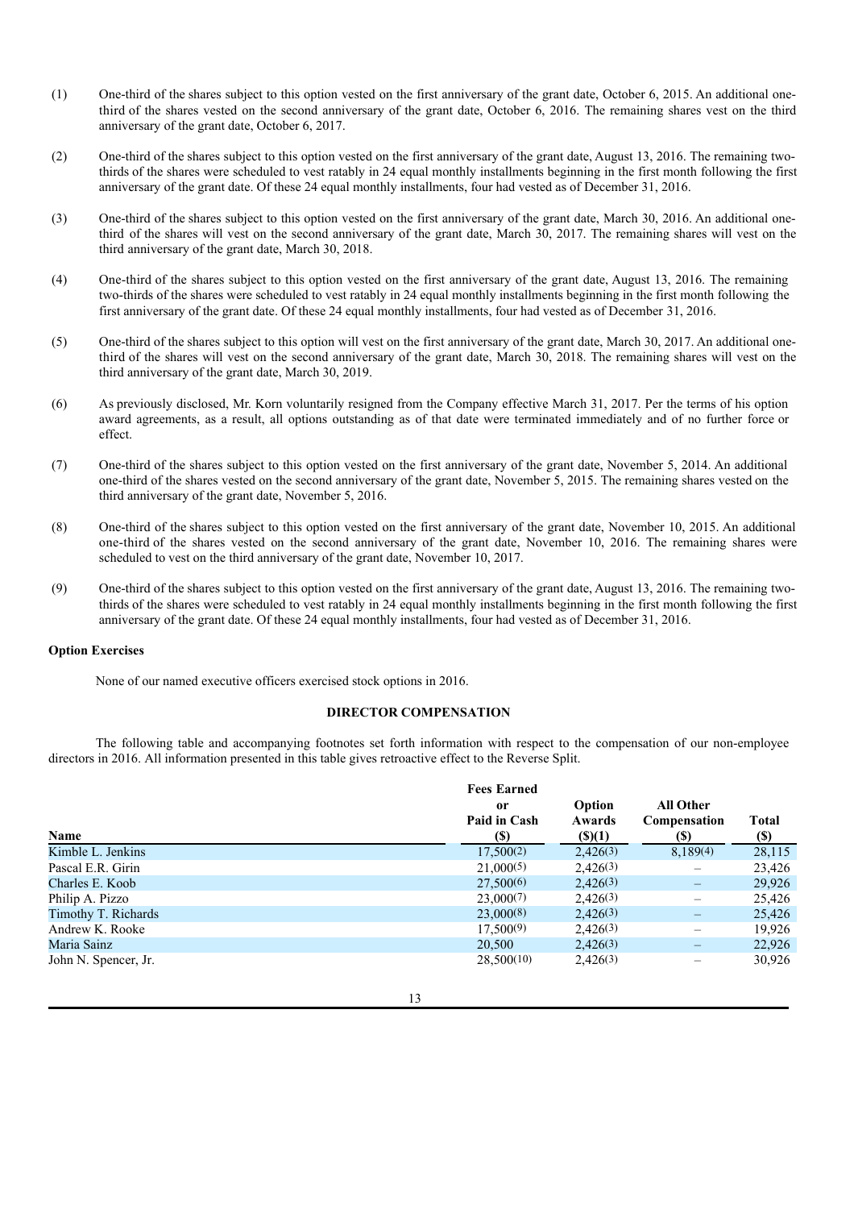(1) One-third of the shares subject to this option vested on the first anniversary of the grant date, October 6, 2015. An additional one-third of the shares vested on the second anniversary of the grant date, October 6, 2016. The remaining shares vest on the third anniversary of the grant date, October 6, 2017.

(2) One-third of the shares subject to this option vested on the first anniversary of the grant date, August 13, 2016. The remaining two-thirds of the shares were scheduled to vest ratably in 24 equal monthly installments beginning in the first month following the first anniversary of the grant date. Of these 24 equal monthly installments, four had vested as of December 31, 2016.

(3) One-third of the shares subject to this option vested on the first anniversary of the grant date, March 30, 2016. An additional one-third of the shares will vest on the second anniversary of the grant date, March 30, 2017. The remaining shares will vest on the third anniversary of the grant date, March 30, 2018.

(4) One-third of the shares subject to this option vested on the first anniversary of the grant date, August 13, 2016. The remaining two-thirds of the shares were scheduled to vest ratably in 24 equal monthly installments beginning in the first month following the first anniversary of the grant date. Of these 24 equal monthly installments, four had vested as of December 31, 2016.

(5) One-third of the shares subject to this option will vest on the first anniversary of the grant date, March 30, 2017. An additional one-third of the shares will vest on the second anniversary of the grant date, March 30, 2018. The remaining shares will vest on the third anniversary of the grant date, March 30, 2019.

(6) As previously disclosed, Mr. Korn voluntarily resigned from the Company effective March 31, 2017. Per the terms of his option award agreements, as a result, all options outstanding as of that date were terminated immediately and of no further force or effect.

(7) One-third of the shares subject to this option vested on the first anniversary of the grant date, November 5, 2014. An additional one-third of the shares vested on the second anniversary of the grant date, November 5, 2015. The remaining shares vested on the third anniversary of the grant date, November 5, 2016.

(8) One-third of the shares subject to this option vested on the first anniversary of the grant date, November 10, 2015. An additional one-third of the shares vested on the second anniversary of the grant date, November 10, 2016. The remaining shares were scheduled to vest on the third anniversary of the grant date, November 10, 2017.

(9) One-third of the shares subject to this option vested on the first anniversary of the grant date, August 13, 2016. The remaining two-thirds of the shares were scheduled to vest ratably in 24 equal monthly installments beginning in the first month following the first anniversary of the grant date. Of these 24 equal monthly installments, four had vested as of December 31, 2016.

**Option Exercises**

None of our named executive officers exercised stock options in 2016.

## DIRECTOR COMPENSATION

The following table and accompanying footnotes set forth information with respect to the compensation of our non-employee directors in 2016. All information presented in this table gives retroactive effect to the Reverse Split.

| Name | Fees Earned or Paid in Cash ($) | Option Awards ($)(1) | All Other Compensation ($) | Total ($) |
|---|---|---|---|---|
| Kimble L. Jenkins | 17,500(2) | 2,426(3) | 8,189(4) | 28,115 |
| Pascal E.R. Girin | 21,000(5) | 2,426(3) | – | 23,426 |
| Charles E. Koob | 27,500(6) | 2,426(3) | – | 29,926 |
| Philip A. Pizzo | 23,000(7) | 2,426(3) | – | 25,426 |
| Timothy T. Richards | 23,000(8) | 2,426(3) | – | 25,426 |
| Andrew K. Rooke | 17,500(9) | 2,426(3) | – | 19,926 |
| Maria Sainz | 20,500 | 2,426(3) | – | 22,926 |
| John N. Spencer, Jr. | 28,500(10) | 2,426(3) | – | 30,926 |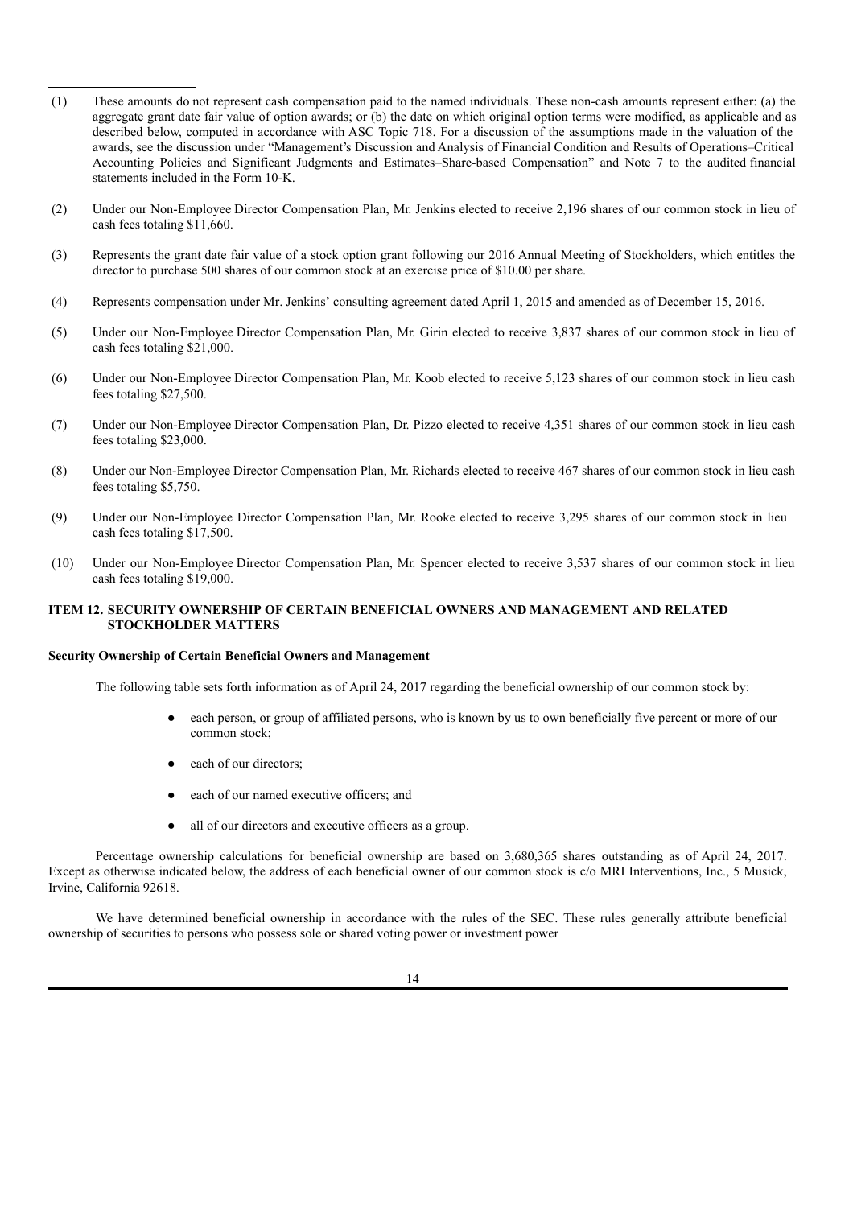(1) These amounts do not represent cash compensation paid to the named individuals. These non-cash amounts represent either: (a) the aggregate grant date fair value of option awards; or (b) the date on which original option terms were modified, as applicable and as described below, computed in accordance with ASC Topic 718. For a discussion of the assumptions made in the valuation of the awards, see the discussion under "Management's Discussion and Analysis of Financial Condition and Results of Operations–Critical Accounting Policies and Significant Judgments and Estimates–Share-based Compensation" and Note 7 to the audited financial statements included in the Form 10-K.

(2) Under our Non-Employee Director Compensation Plan, Mr. Jenkins elected to receive 2,196 shares of our common stock in lieu of cash fees totaling $11,660.

(3) Represents the grant date fair value of a stock option grant following our 2016 Annual Meeting of Stockholders, which entitles the director to purchase 500 shares of our common stock at an exercise price of $10.00 per share.

(4) Represents compensation under Mr. Jenkins' consulting agreement dated April 1, 2015 and amended as of December 15, 2016.

(5) Under our Non-Employee Director Compensation Plan, Mr. Girin elected to receive 3,837 shares of our common stock in lieu of cash fees totaling $21,000.

(6) Under our Non-Employee Director Compensation Plan, Mr. Koob elected to receive 5,123 shares of our common stock in lieu cash fees totaling $27,500.

(7) Under our Non-Employee Director Compensation Plan, Dr. Pizzo elected to receive 4,351 shares of our common stock in lieu cash fees totaling $23,000.

(8) Under our Non-Employee Director Compensation Plan, Mr. Richards elected to receive 467 shares of our common stock in lieu cash fees totaling $5,750.

(9) Under our Non-Employee Director Compensation Plan, Mr. Rooke elected to receive 3,295 shares of our common stock in lieu cash fees totaling $17,500.

(10) Under our Non-Employee Director Compensation Plan, Mr. Spencer elected to receive 3,537 shares of our common stock in lieu cash fees totaling $19,000.

## ITEM 12. SECURITY OWNERSHIP OF CERTAIN BENEFICIAL OWNERS AND MANAGEMENT AND RELATED STOCKHOLDER MATTERS

### Security Ownership of Certain Beneficial Owners and Management

The following table sets forth information as of April 24, 2017 regarding the beneficial ownership of our common stock by:

- each person, or group of affiliated persons, who is known by us to own beneficially five percent or more of our common stock;
- each of our directors;
- each of our named executive officers; and
- all of our directors and executive officers as a group.

Percentage ownership calculations for beneficial ownership are based on 3,680,365 shares outstanding as of April 24, 2017. Except as otherwise indicated below, the address of each beneficial owner of our common stock is c/o MRI Interventions, Inc., 5 Musick, Irvine, California 92618.

We have determined beneficial ownership in accordance with the rules of the SEC. These rules generally attribute beneficial ownership of securities to persons who possess sole or shared voting power or investment power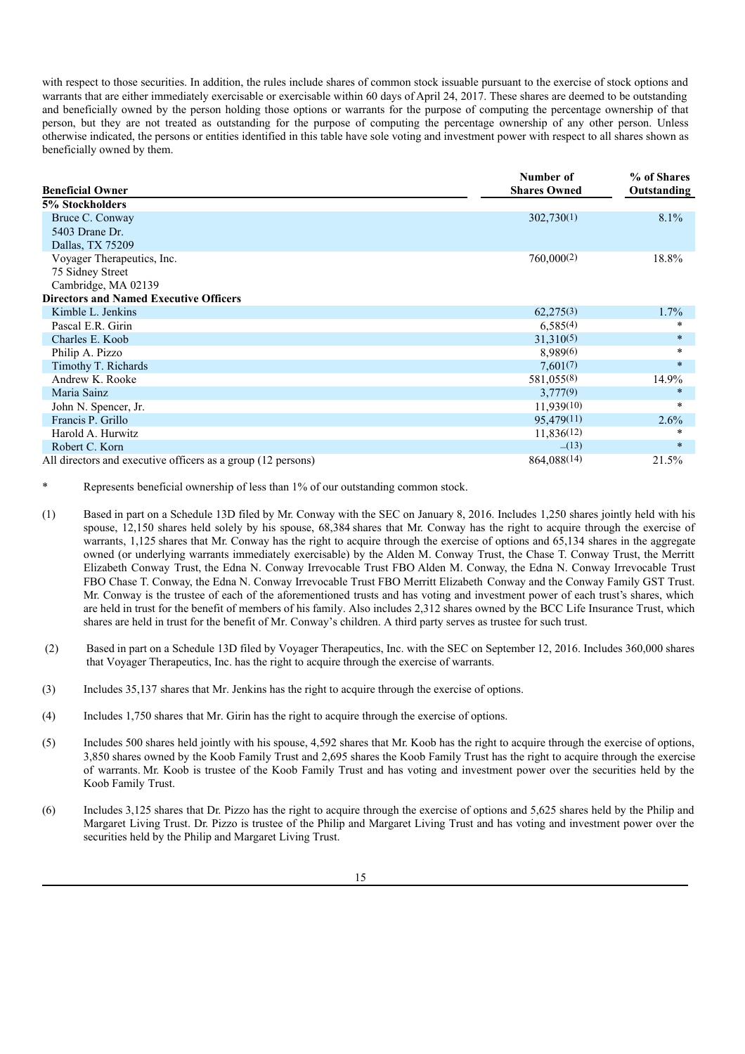with respect to those securities. In addition, the rules include shares of common stock issuable pursuant to the exercise of stock options and warrants that are either immediately exercisable or exercisable within 60 days of April 24, 2017. These shares are deemed to be outstanding and beneficially owned by the person holding those options or warrants for the purpose of computing the percentage ownership of that person, but they are not treated as outstanding for the purpose of computing the percentage ownership of any other person. Unless otherwise indicated, the persons or entities identified in this table have sole voting and investment power with respect to all shares shown as beneficially owned by them.

| Beneficial Owner | Number of Shares Owned | % of Shares Outstanding |
|---|---|---|
| **5% Stockholders** | | |
| Bruce C. Conway<br>5403 Drane Dr.<br>Dallas, TX 75209 | 302,730(1) | 8.1% |
| Voyager Therapeutics, Inc.<br>75 Sidney Street<br>Cambridge, MA 02139 | 760,000(2) | 18.8% |
| **Directors and Named Executive Officers** | | |
| Kimble L. Jenkins | 62,275(3) | 1.7% |
| Pascal E.R. Girin | 6,585(4) | * |
| Charles E. Koob | 31,310(5) | * |
| Philip A. Pizzo | 8,989(6) | * |
| Timothy T. Richards | 7,601(7) | * |
| Andrew K. Rooke | 581,055(8) | 14.9% |
| Maria Sainz | 3,777(9) | * |
| John N. Spencer, Jr. | 11,939(10) | * |
| Francis P. Grillo | 95,479(11) | 2.6% |
| Harold A. Hurwitz | 11,836(12) | * |
| Robert C. Korn | –(13) | * |
| All directors and executive officers as a group (12 persons) | 864,088(14) | 21.5% |

\* Represents beneficial ownership of less than 1% of our outstanding common stock.

(1) Based in part on a Schedule 13D filed by Mr. Conway with the SEC on January 8, 2016. Includes 1,250 shares jointly held with his spouse, 12,150 shares held solely by his spouse, 68,384 shares that Mr. Conway has the right to acquire through the exercise of warrants, 1,125 shares that Mr. Conway has the right to acquire through the exercise of options and 65,134 shares in the aggregate owned (or underlying warrants immediately exercisable) by the Alden M. Conway Trust, the Chase T. Conway Trust, the Merritt Elizabeth Conway Trust, the Edna N. Conway Irrevocable Trust FBO Alden M. Conway, the Edna N. Conway Irrevocable Trust FBO Chase T. Conway, the Edna N. Conway Irrevocable Trust FBO Merritt Elizabeth Conway and the Conway Family GST Trust. Mr. Conway is the trustee of each of the aforementioned trusts and has voting and investment power of each trust's shares, which are held in trust for the benefit of members of his family. Also includes 2,312 shares owned by the BCC Life Insurance Trust, which shares are held in trust for the benefit of Mr. Conway's children. A third party serves as trustee for such trust.

(2) Based in part on a Schedule 13D filed by Voyager Therapeutics, Inc. with the SEC on September 12, 2016. Includes 360,000 shares that Voyager Therapeutics, Inc. has the right to acquire through the exercise of warrants.

(3) Includes 35,137 shares that Mr. Jenkins has the right to acquire through the exercise of options.

(4) Includes 1,750 shares that Mr. Girin has the right to acquire through the exercise of options.

(5) Includes 500 shares held jointly with his spouse, 4,592 shares that Mr. Koob has the right to acquire through the exercise of options, 3,850 shares owned by the Koob Family Trust and 2,695 shares the Koob Family Trust has the right to acquire through the exercise of warrants. Mr. Koob is trustee of the Koob Family Trust and has voting and investment power over the securities held by the Koob Family Trust.

(6) Includes 3,125 shares that Dr. Pizzo has the right to acquire through the exercise of options and 5,625 shares held by the Philip and Margaret Living Trust. Dr. Pizzo is trustee of the Philip and Margaret Living Trust and has voting and investment power over the securities held by the Philip and Margaret Living Trust.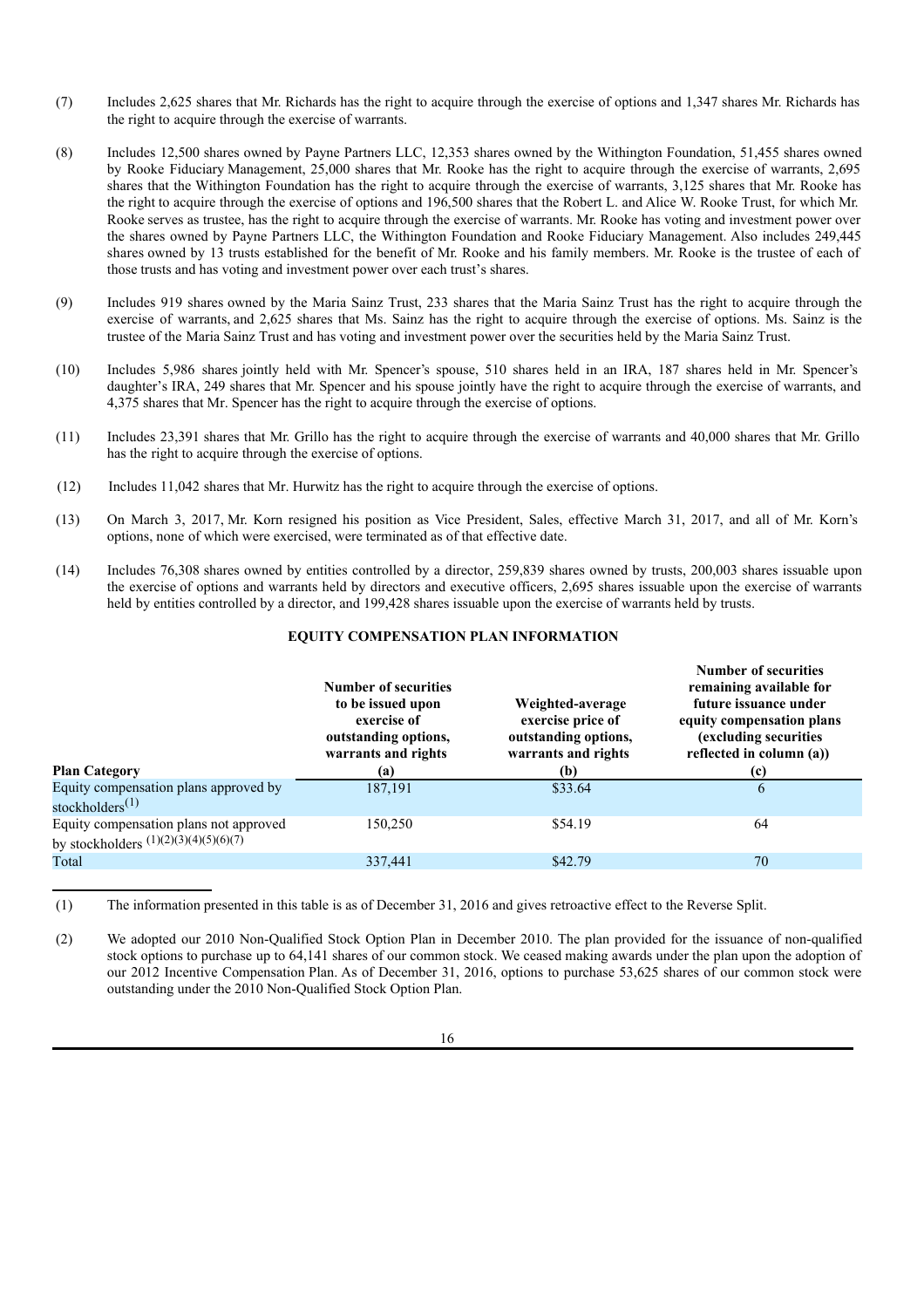(7) Includes 2,625 shares that Mr. Richards has the right to acquire through the exercise of options and 1,347 shares Mr. Richards has the right to acquire through the exercise of warrants.

(8) Includes 12,500 shares owned by Payne Partners LLC, 12,353 shares owned by the Withington Foundation, 51,455 shares owned by Rooke Fiduciary Management, 25,000 shares that Mr. Rooke has the right to acquire through the exercise of warrants, 2,695 shares that the Withington Foundation has the right to acquire through the exercise of warrants, 3,125 shares that Mr. Rooke has the right to acquire through the exercise of options and 196,500 shares that the Robert L. and Alice W. Rooke Trust, for which Mr. Rooke serves as trustee, has the right to acquire through the exercise of warrants. Mr. Rooke has voting and investment power over the shares owned by Payne Partners LLC, the Withington Foundation and Rooke Fiduciary Management. Also includes 249,445 shares owned by 13 trusts established for the benefit of Mr. Rooke and his family members. Mr. Rooke is the trustee of each of those trusts and has voting and investment power over each trust's shares.

(9) Includes 919 shares owned by the Maria Sainz Trust, 233 shares that the Maria Sainz Trust has the right to acquire through the exercise of warrants, and 2,625 shares that Ms. Sainz has the right to acquire through the exercise of options. Ms. Sainz is the trustee of the Maria Sainz Trust and has voting and investment power over the securities held by the Maria Sainz Trust.

(10) Includes 5,986 shares jointly held with Mr. Spencer's spouse, 510 shares held in an IRA, 187 shares held in Mr. Spencer's daughter's IRA, 249 shares that Mr. Spencer and his spouse jointly have the right to acquire through the exercise of warrants, and 4,375 shares that Mr. Spencer has the right to acquire through the exercise of options.

(11) Includes 23,391 shares that Mr. Grillo has the right to acquire through the exercise of warrants and 40,000 shares that Mr. Grillo has the right to acquire through the exercise of options.

(12) Includes 11,042 shares that Mr. Hurwitz has the right to acquire through the exercise of options.

(13) On March 3, 2017, Mr. Korn resigned his position as Vice President, Sales, effective March 31, 2017, and all of Mr. Korn's options, none of which were exercised, were terminated as of that effective date.

(14) Includes 76,308 shares owned by entities controlled by a director, 259,839 shares owned by trusts, 200,003 shares issuable upon the exercise of options and warrants held by directors and executive officers, 2,695 shares issuable upon the exercise of warrants held by entities controlled by a director, and 199,428 shares issuable upon the exercise of warrants held by trusts.

## EQUITY COMPENSATION PLAN INFORMATION

| Plan Category | Number of securities to be issued upon exercise of outstanding options, warrants and rights (a) | Weighted-average exercise price of outstanding options, warrants and rights (b) | Number of securities remaining available for future issuance under equity compensation plans (excluding securities reflected in column (a)) (c) |
|---|---|---|---|
| Equity compensation plans approved by stockholders(1) | 187,191 | $33.64 | 6 |
| Equity compensation plans not approved by stockholders (1)(2)(3)(4)(5)(6)(7) | 150,250 | $54.19 | 64 |
| Total | 337,441 | $42.79 | 70 |

(1) The information presented in this table is as of December 31, 2016 and gives retroactive effect to the Reverse Split.

(2) We adopted our 2010 Non-Qualified Stock Option Plan in December 2010. The plan provided for the issuance of non-qualified stock options to purchase up to 64,141 shares of our common stock. We ceased making awards under the plan upon the adoption of our 2012 Incentive Compensation Plan. As of December 31, 2016, options to purchase 53,625 shares of our common stock were outstanding under the 2010 Non-Qualified Stock Option Plan.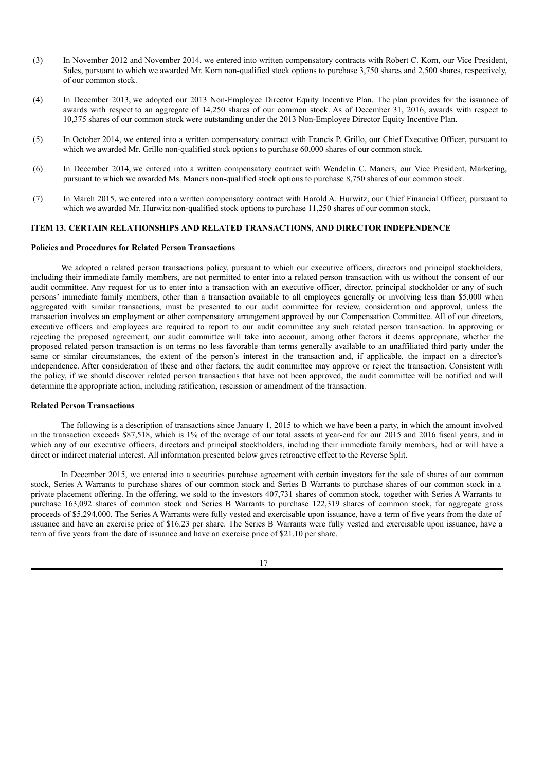(3) In November 2012 and November 2014, we entered into written compensatory contracts with Robert C. Korn, our Vice President, Sales, pursuant to which we awarded Mr. Korn non-qualified stock options to purchase 3,750 shares and 2,500 shares, respectively, of our common stock.

(4) In December 2013, we adopted our 2013 Non-Employee Director Equity Incentive Plan. The plan provides for the issuance of awards with respect to an aggregate of 14,250 shares of our common stock. As of December 31, 2016, awards with respect to 10,375 shares of our common stock were outstanding under the 2013 Non-Employee Director Equity Incentive Plan.

(5) In October 2014, we entered into a written compensatory contract with Francis P. Grillo, our Chief Executive Officer, pursuant to which we awarded Mr. Grillo non-qualified stock options to purchase 60,000 shares of our common stock.

(6) In December 2014, we entered into a written compensatory contract with Wendelin C. Maners, our Vice President, Marketing, pursuant to which we awarded Ms. Maners non-qualified stock options to purchase 8,750 shares of our common stock.

(7) In March 2015, we entered into a written compensatory contract with Harold A. Hurwitz, our Chief Financial Officer, pursuant to which we awarded Mr. Hurwitz non-qualified stock options to purchase 11,250 shares of our common stock.

## ITEM 13. CERTAIN RELATIONSHIPS AND RELATED TRANSACTIONS, AND DIRECTOR INDEPENDENCE

### Policies and Procedures for Related Person Transactions

We adopted a related person transactions policy, pursuant to which our executive officers, directors and principal stockholders, including their immediate family members, are not permitted to enter into a related person transaction with us without the consent of our audit committee. Any request for us to enter into a transaction with an executive officer, director, principal stockholder or any of such persons' immediate family members, other than a transaction available to all employees generally or involving less than $5,000 when aggregated with similar transactions, must be presented to our audit committee for review, consideration and approval, unless the transaction involves an employment or other compensatory arrangement approved by our Compensation Committee. All of our directors, executive officers and employees are required to report to our audit committee any such related person transaction. In approving or rejecting the proposed agreement, our audit committee will take into account, among other factors it deems appropriate, whether the proposed related person transaction is on terms no less favorable than terms generally available to an unaffiliated third party under the same or similar circumstances, the extent of the person's interest in the transaction and, if applicable, the impact on a director's independence. After consideration of these and other factors, the audit committee may approve or reject the transaction. Consistent with the policy, if we should discover related person transactions that have not been approved, the audit committee will be notified and will determine the appropriate action, including ratification, rescission or amendment of the transaction.

### Related Person Transactions

The following is a description of transactions since January 1, 2015 to which we have been a party, in which the amount involved in the transaction exceeds $87,518, which is 1% of the average of our total assets at year-end for our 2015 and 2016 fiscal years, and in which any of our executive officers, directors and principal stockholders, including their immediate family members, had or will have a direct or indirect material interest. All information presented below gives retroactive effect to the Reverse Split.

In December 2015, we entered into a securities purchase agreement with certain investors for the sale of shares of our common stock, Series A Warrants to purchase shares of our common stock and Series B Warrants to purchase shares of our common stock in a private placement offering. In the offering, we sold to the investors 407,731 shares of common stock, together with Series A Warrants to purchase 163,092 shares of common stock and Series B Warrants to purchase 122,319 shares of common stock, for aggregate gross proceeds of $5,294,000. The Series A Warrants were fully vested and exercisable upon issuance, have a term of five years from the date of issuance and have an exercise price of $16.23 per share. The Series B Warrants were fully vested and exercisable upon issuance, have a term of five years from the date of issuance and have an exercise price of $21.10 per share.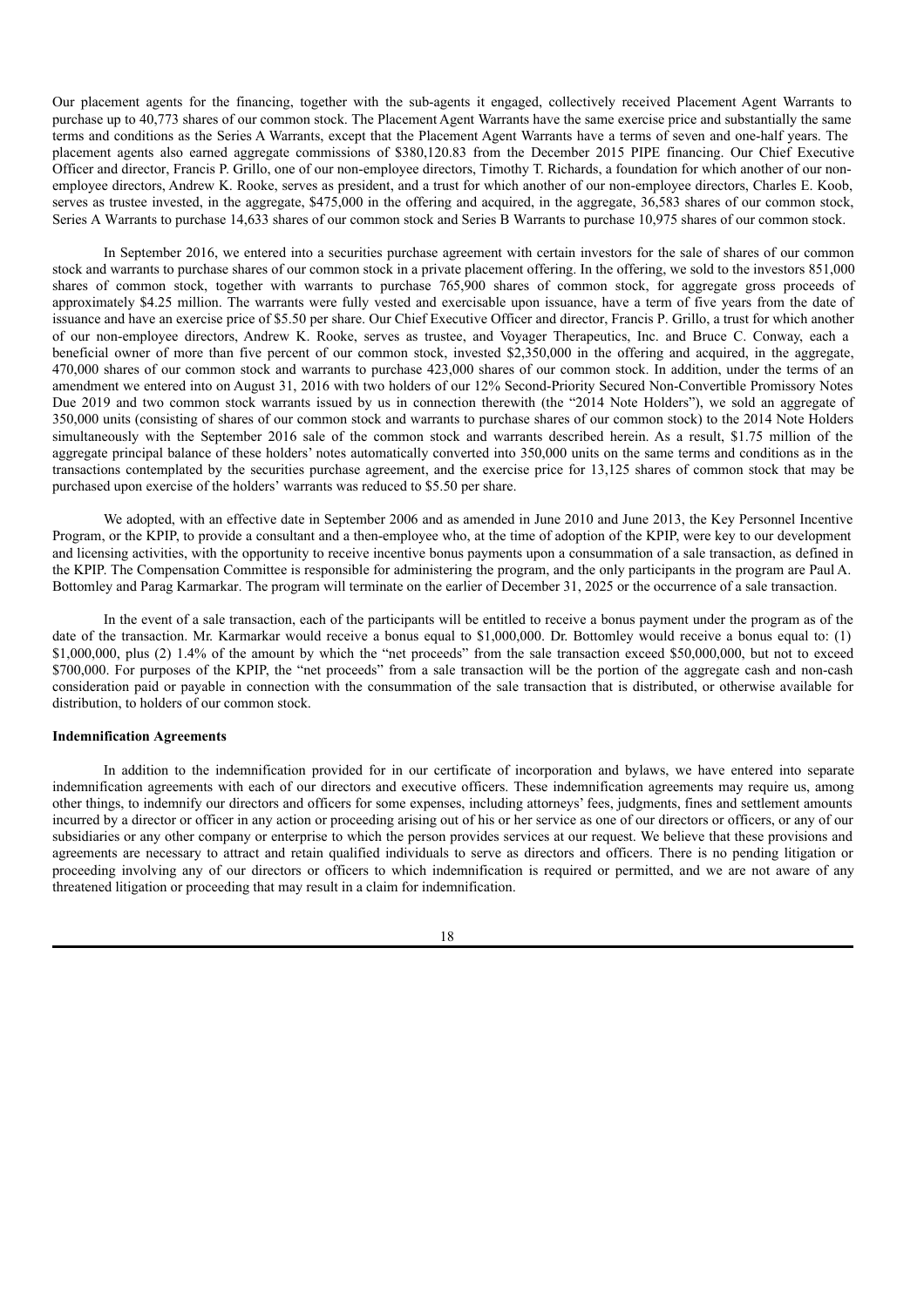Our placement agents for the financing, together with the sub-agents it engaged, collectively received Placement Agent Warrants to purchase up to 40,773 shares of our common stock. The Placement Agent Warrants have the same exercise price and substantially the same terms and conditions as the Series A Warrants, except that the Placement Agent Warrants have a terms of seven and one-half years. The placement agents also earned aggregate commissions of $380,120.83 from the December 2015 PIPE financing. Our Chief Executive Officer and director, Francis P. Grillo, one of our non-employee directors, Timothy T. Richards, a foundation for which another of our non-employee directors, Andrew K. Rooke, serves as president, and a trust for which another of our non-employee directors, Charles E. Koob, serves as trustee invested, in the aggregate, $475,000 in the offering and acquired, in the aggregate, 36,583 shares of our common stock, Series A Warrants to purchase 14,633 shares of our common stock and Series B Warrants to purchase 10,975 shares of our common stock.

In September 2016, we entered into a securities purchase agreement with certain investors for the sale of shares of our common stock and warrants to purchase shares of our common stock in a private placement offering. In the offering, we sold to the investors 851,000 shares of common stock, together with warrants to purchase 765,900 shares of common stock, for aggregate gross proceeds of approximately $4.25 million. The warrants were fully vested and exercisable upon issuance, have a term of five years from the date of issuance and have an exercise price of $5.50 per share. Our Chief Executive Officer and director, Francis P. Grillo, a trust for which another of our non-employee directors, Andrew K. Rooke, serves as trustee, and Voyager Therapeutics, Inc. and Bruce C. Conway, each a beneficial owner of more than five percent of our common stock, invested $2,350,000 in the offering and acquired, in the aggregate, 470,000 shares of our common stock and warrants to purchase 423,000 shares of our common stock. In addition, under the terms of an amendment we entered into on August 31, 2016 with two holders of our 12% Second-Priority Secured Non-Convertible Promissory Notes Due 2019 and two common stock warrants issued by us in connection therewith (the "2014 Note Holders"), we sold an aggregate of 350,000 units (consisting of shares of our common stock and warrants to purchase shares of our common stock) to the 2014 Note Holders simultaneously with the September 2016 sale of the common stock and warrants described herein. As a result, $1.75 million of the aggregate principal balance of these holders' notes automatically converted into 350,000 units on the same terms and conditions as in the transactions contemplated by the securities purchase agreement, and the exercise price for 13,125 shares of common stock that may be purchased upon exercise of the holders' warrants was reduced to $5.50 per share.

We adopted, with an effective date in September 2006 and as amended in June 2010 and June 2013, the Key Personnel Incentive Program, or the KPIP, to provide a consultant and a then-employee who, at the time of adoption of the KPIP, were key to our development and licensing activities, with the opportunity to receive incentive bonus payments upon a consummation of a sale transaction, as defined in the KPIP. The Compensation Committee is responsible for administering the program, and the only participants in the program are Paul A. Bottomley and Parag Karmarkar. The program will terminate on the earlier of December 31, 2025 or the occurrence of a sale transaction.

In the event of a sale transaction, each of the participants will be entitled to receive a bonus payment under the program as of the date of the transaction. Mr. Karmarkar would receive a bonus equal to $1,000,000. Dr. Bottomley would receive a bonus equal to: (1) $1,000,000, plus (2) 1.4% of the amount by which the "net proceeds" from the sale transaction exceed $50,000,000, but not to exceed $700,000. For purposes of the KPIP, the "net proceeds" from a sale transaction will be the portion of the aggregate cash and non-cash consideration paid or payable in connection with the consummation of the sale transaction that is distributed, or otherwise available for distribution, to holders of our common stock.

**Indemnification Agreements**

In addition to the indemnification provided for in our certificate of incorporation and bylaws, we have entered into separate indemnification agreements with each of our directors and executive officers. These indemnification agreements may require us, among other things, to indemnify our directors and officers for some expenses, including attorneys' fees, judgments, fines and settlement amounts incurred by a director or officer in any action or proceeding arising out of his or her service as one of our directors or officers, or any of our subsidiaries or any other company or enterprise to which the person provides services at our request. We believe that these provisions and agreements are necessary to attract and retain qualified individuals to serve as directors and officers. There is no pending litigation or proceeding involving any of our directors or officers to which indemnification is required or permitted, and we are not aware of any threatened litigation or proceeding that may result in a claim for indemnification.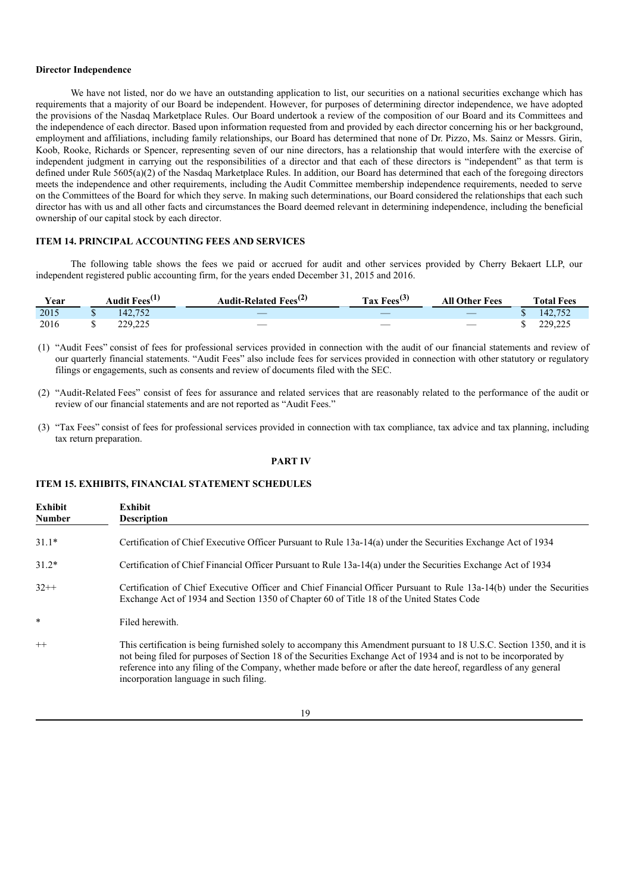**Director Independence**

We have not listed, nor do we have an outstanding application to list, our securities on a national securities exchange which has requirements that a majority of our Board be independent. However, for purposes of determining director independence, we have adopted the provisions of the Nasdaq Marketplace Rules. Our Board undertook a review of the composition of our Board and its Committees and the independence of each director. Based upon information requested from and provided by each director concerning his or her background, employment and affiliations, including family relationships, our Board has determined that none of Dr. Pizzo, Ms. Sainz or Messrs. Girin, Koob, Rooke, Richards or Spencer, representing seven of our nine directors, has a relationship that would interfere with the exercise of independent judgment in carrying out the responsibilities of a director and that each of these directors is "independent" as that term is defined under Rule 5605(a)(2) of the Nasdaq Marketplace Rules. In addition, our Board has determined that each of the foregoing directors meets the independence and other requirements, including the Audit Committee membership independence requirements, needed to serve on the Committees of the Board for which they serve. In making such determinations, our Board considered the relationships that each such director has with us and all other facts and circumstances the Board deemed relevant in determining independence, including the beneficial ownership of our capital stock by each director.

## ITEM 14. PRINCIPAL ACCOUNTING FEES AND SERVICES

The following table shows the fees we paid or accrued for audit and other services provided by Cherry Bekaert LLP, our independent registered public accounting firm, for the years ended December 31, 2015 and 2016.

| Year | Audit Fees[(1)] | Audit-Related Fees[(2)] | Tax Fees[(3)] | All Other Fees | Total Fees |
|---|---|---|---|---|---|
| 2015 | $ 142,752 | — | — | — | $ 142,752 |
| 2016 | $ 229,225 | — | — | — | $ 229,225 |

(1) "Audit Fees" consist of fees for professional services provided in connection with the audit of our financial statements and review of our quarterly financial statements. "Audit Fees" also include fees for services provided in connection with other statutory or regulatory filings or engagements, such as consents and review of documents filed with the SEC.

(2) "Audit-Related Fees" consist of fees for assurance and related services that are reasonably related to the performance of the audit or review of our financial statements and are not reported as "Audit Fees."

(3) "Tax Fees" consist of fees for professional services provided in connection with tax compliance, tax advice and tax planning, including tax return preparation.

# PART IV

## ITEM 15. EXHIBITS, FINANCIAL STATEMENT SCHEDULES

| Exhibit Number | Exhibit Description |
|---|---|
| 31.1* | Certification of Chief Executive Officer Pursuant to Rule 13a-14(a) under the Securities Exchange Act of 1934 |
| 31.2* | Certification of Chief Financial Officer Pursuant to Rule 13a-14(a) under the Securities Exchange Act of 1934 |
| 32++ | Certification of Chief Executive Officer and Chief Financial Officer Pursuant to Rule 13a-14(b) under the Securities Exchange Act of 1934 and Section 1350 of Chapter 60 of Title 18 of the United States Code |
| * | Filed herewith. |
| ++ | This certification is being furnished solely to accompany this Amendment pursuant to 18 U.S.C. Section 1350, and it is not being filed for purposes of Section 18 of the Securities Exchange Act of 1934 and is not to be incorporated by reference into any filing of the Company, whether made before or after the date hereof, regardless of any general incorporation language in such filing. |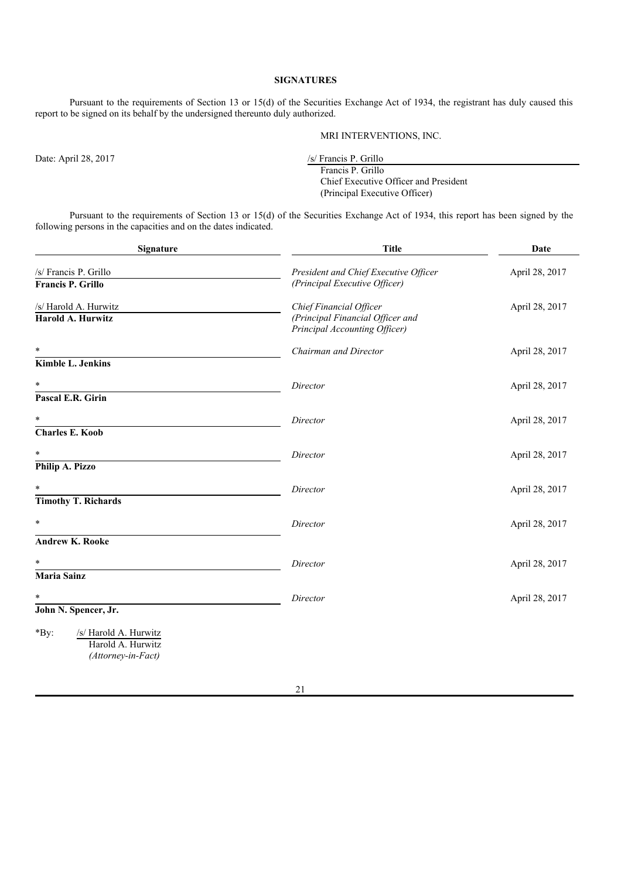## SIGNATURES

Pursuant to the requirements of Section 13 or 15(d) of the Securities Exchange Act of 1934, the registrant has duly caused this report to be signed on its behalf by the undersigned thereunto duly authorized.

MRI INTERVENTIONS, INC.

Date: April 28, 2017

/s/ Francis P. Grillo
Francis P. Grillo
Chief Executive Officer and President
(Principal Executive Officer)

Pursuant to the requirements of Section 13 or 15(d) of the Securities Exchange Act of 1934, this report has been signed by the following persons in the capacities and on the dates indicated.

| Signature | Title | Date |
|---|---|---|
| /s/ Francis P. Grillo<br>**Francis P. Grillo** | *President and Chief Executive Officer (Principal Executive Officer)* | April 28, 2017 |
| /s/ Harold A. Hurwitz<br>**Harold A. Hurwitz** | *Chief Financial Officer (Principal Financial Officer and Principal Accounting Officer)* | April 28, 2017 |
| *<br>**Kimble L. Jenkins** | *Chairman and Director* | April 28, 2017 |
| *<br>**Pascal E.R. Girin** | *Director* | April 28, 2017 |
| *<br>**Charles E. Koob** | *Director* | April 28, 2017 |
| *<br>**Philip A. Pizzo** | *Director* | April 28, 2017 |
| *<br>**Timothy T. Richards** | *Director* | April 28, 2017 |
| *<br>**Andrew K. Rooke** | *Director* | April 28, 2017 |
| *<br>**Maria Sainz** | *Director* | April 28, 2017 |
| *<br>**John N. Spencer, Jr.** | *Director* | April 28, 2017 |

*By: /s/ Harold A. Hurwitz
Harold A. Hurwitz
*(Attorney-in-Fact)*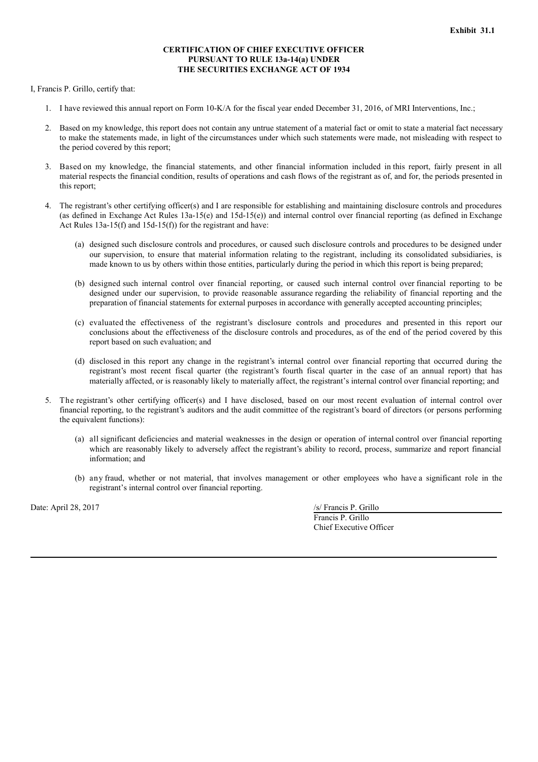**Exhibit 31.1**

**CERTIFICATION OF CHIEF EXECUTIVE OFFICER**
**PURSUANT TO RULE 13a-14(a) UNDER**
**THE SECURITIES EXCHANGE ACT OF 1934**

I, Francis P. Grillo, certify that:

1. I have reviewed this annual report on Form 10-K/A for the fiscal year ended December 31, 2016, of MRI Interventions, Inc.;

2. Based on my knowledge, this report does not contain any untrue statement of a material fact or omit to state a material fact necessary to make the statements made, in light of the circumstances under which such statements were made, not misleading with respect to the period covered by this report;

3. Based on my knowledge, the financial statements, and other financial information included in this report, fairly present in all material respects the financial condition, results of operations and cash flows of the registrant as of, and for, the periods presented in this report;

4. The registrant's other certifying officer(s) and I are responsible for establishing and maintaining disclosure controls and procedures (as defined in Exchange Act Rules 13a-15(e) and 15d-15(e)) and internal control over financial reporting (as defined in Exchange Act Rules 13a-15(f) and 15d-15(f)) for the registrant and have:

   (a) designed such disclosure controls and procedures, or caused such disclosure controls and procedures to be designed under our supervision, to ensure that material information relating to the registrant, including its consolidated subsidiaries, is made known to us by others within those entities, particularly during the period in which this report is being prepared;

   (b) designed such internal control over financial reporting, or caused such internal control over financial reporting to be designed under our supervision, to provide reasonable assurance regarding the reliability of financial reporting and the preparation of financial statements for external purposes in accordance with generally accepted accounting principles;

   (c) evaluated the effectiveness of the registrant's disclosure controls and procedures and presented in this report our conclusions about the effectiveness of the disclosure controls and procedures, as of the end of the period covered by this report based on such evaluation; and

   (d) disclosed in this report any change in the registrant's internal control over financial reporting that occurred during the registrant's most recent fiscal quarter (the registrant's fourth fiscal quarter in the case of an annual report) that has materially affected, or is reasonably likely to materially affect, the registrant's internal control over financial reporting; and

5. The registrant's other certifying officer(s) and I have disclosed, based on our most recent evaluation of internal control over financial reporting, to the registrant's auditors and the audit committee of the registrant's board of directors (or persons performing the equivalent functions):

   (a) all significant deficiencies and material weaknesses in the design or operation of internal control over financial reporting which are reasonably likely to adversely affect the registrant's ability to record, process, summarize and report financial information; and

   (b) any fraud, whether or not material, that involves management or other employees who have a significant role in the registrant's internal control over financial reporting.

Date: April 28, 2017

/s/ Francis P. Grillo
Francis P. Grillo
Chief Executive Officer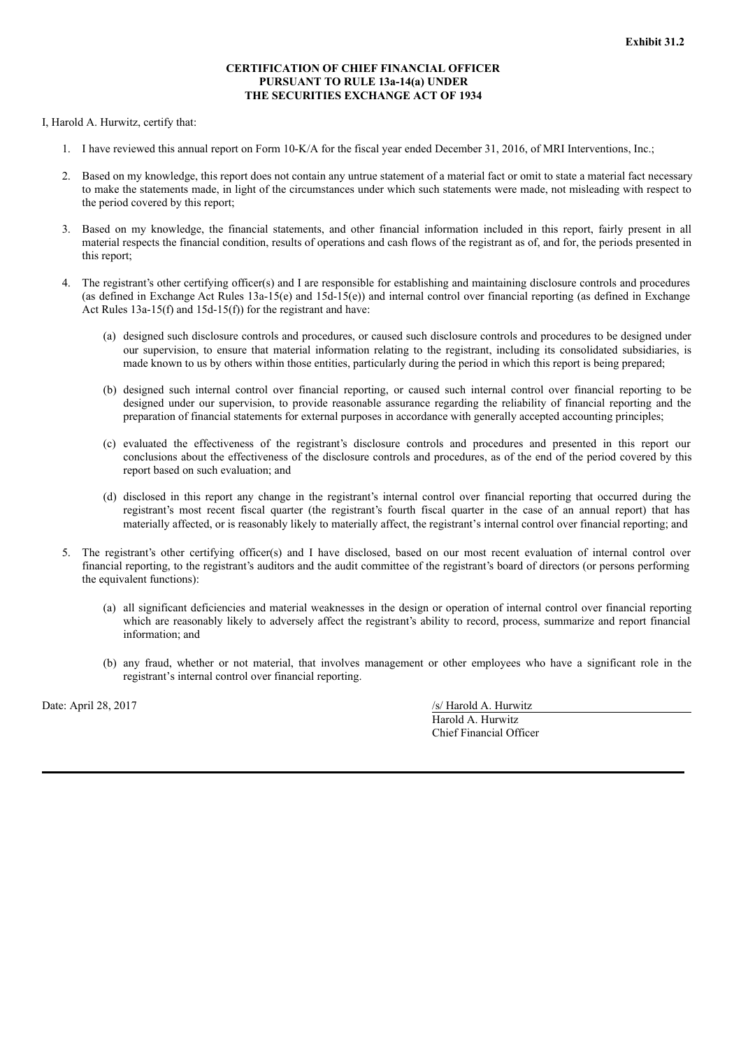**Exhibit 31.2**

**CERTIFICATION OF CHIEF FINANCIAL OFFICER**
**PURSUANT TO RULE 13a-14(a) UNDER**
**THE SECURITIES EXCHANGE ACT OF 1934**

I, Harold A. Hurwitz, certify that:

1. I have reviewed this annual report on Form 10-K/A for the fiscal year ended December 31, 2016, of MRI Interventions, Inc.;

2. Based on my knowledge, this report does not contain any untrue statement of a material fact or omit to state a material fact necessary to make the statements made, in light of the circumstances under which such statements were made, not misleading with respect to the period covered by this report;

3. Based on my knowledge, the financial statements, and other financial information included in this report, fairly present in all material respects the financial condition, results of operations and cash flows of the registrant as of, and for, the periods presented in this report;

4. The registrant's other certifying officer(s) and I are responsible for establishing and maintaining disclosure controls and procedures (as defined in Exchange Act Rules 13a-15(e) and 15d-15(e)) and internal control over financial reporting (as defined in Exchange Act Rules 13a-15(f) and 15d-15(f)) for the registrant and have:

   (a) designed such disclosure controls and procedures, or caused such disclosure controls and procedures to be designed under our supervision, to ensure that material information relating to the registrant, including its consolidated subsidiaries, is made known to us by others within those entities, particularly during the period in which this report is being prepared;

   (b) designed such internal control over financial reporting, or caused such internal control over financial reporting to be designed under our supervision, to provide reasonable assurance regarding the reliability of financial reporting and the preparation of financial statements for external purposes in accordance with generally accepted accounting principles;

   (c) evaluated the effectiveness of the registrant's disclosure controls and procedures and presented in this report our conclusions about the effectiveness of the disclosure controls and procedures, as of the end of the period covered by this report based on such evaluation; and

   (d) disclosed in this report any change in the registrant's internal control over financial reporting that occurred during the registrant's most recent fiscal quarter (the registrant's fourth fiscal quarter in the case of an annual report) that has materially affected, or is reasonably likely to materially affect, the registrant's internal control over financial reporting; and

5. The registrant's other certifying officer(s) and I have disclosed, based on our most recent evaluation of internal control over financial reporting, to the registrant's auditors and the audit committee of the registrant's board of directors (or persons performing the equivalent functions):

   (a) all significant deficiencies and material weaknesses in the design or operation of internal control over financial reporting which are reasonably likely to adversely affect the registrant's ability to record, process, summarize and report financial information; and

   (b) any fraud, whether or not material, that involves management or other employees who have a significant role in the registrant's internal control over financial reporting.

Date: April 28, 2017

/s/ Harold A. Hurwitz
Harold A. Hurwitz
Chief Financial Officer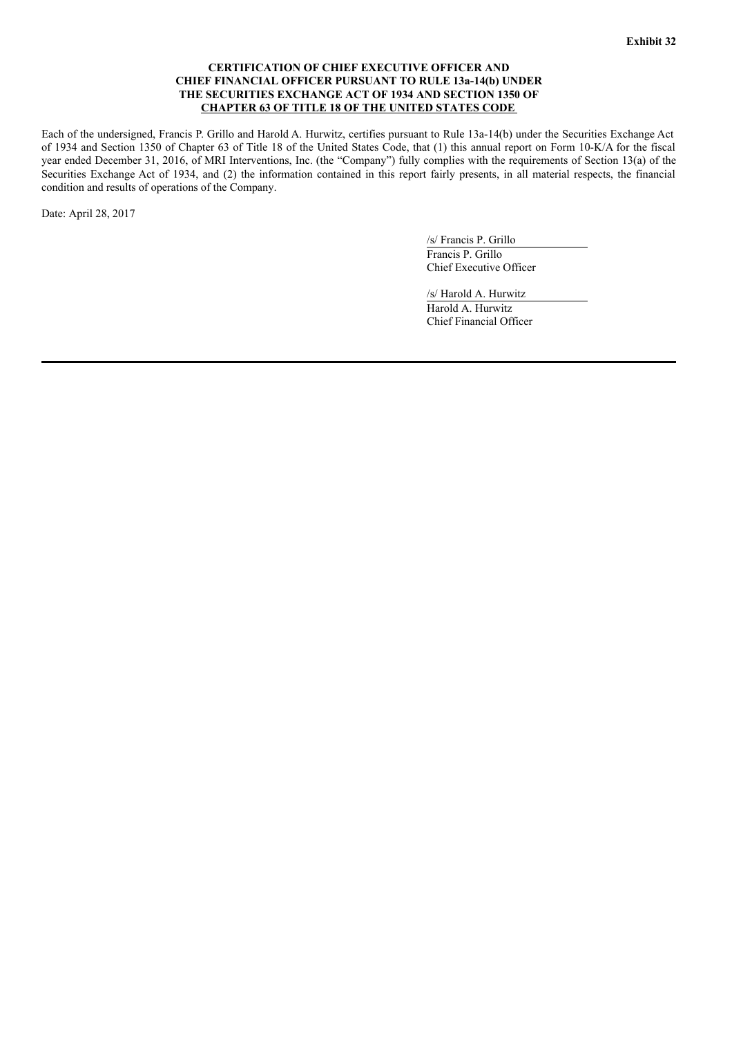**Exhibit 32**

**CERTIFICATION OF CHIEF EXECUTIVE OFFICER AND CHIEF FINANCIAL OFFICER PURSUANT TO RULE 13a-14(b) UNDER THE SECURITIES EXCHANGE ACT OF 1934 AND SECTION 1350 OF CHAPTER 63 OF TITLE 18 OF THE UNITED STATES CODE**

Each of the undersigned, Francis P. Grillo and Harold A. Hurwitz, certifies pursuant to Rule 13a-14(b) under the Securities Exchange Act of 1934 and Section 1350 of Chapter 63 of Title 18 of the United States Code, that (1) this annual report on Form 10-K/A for the fiscal year ended December 31, 2016, of MRI Interventions, Inc. (the "Company") fully complies with the requirements of Section 13(a) of the Securities Exchange Act of 1934, and (2) the information contained in this report fairly presents, in all material respects, the financial condition and results of operations of the Company.

Date: April 28, 2017

/s/ Francis P. Grillo
Francis P. Grillo
Chief Executive Officer

/s/ Harold A. Hurwitz
Harold A. Hurwitz
Chief Financial Officer